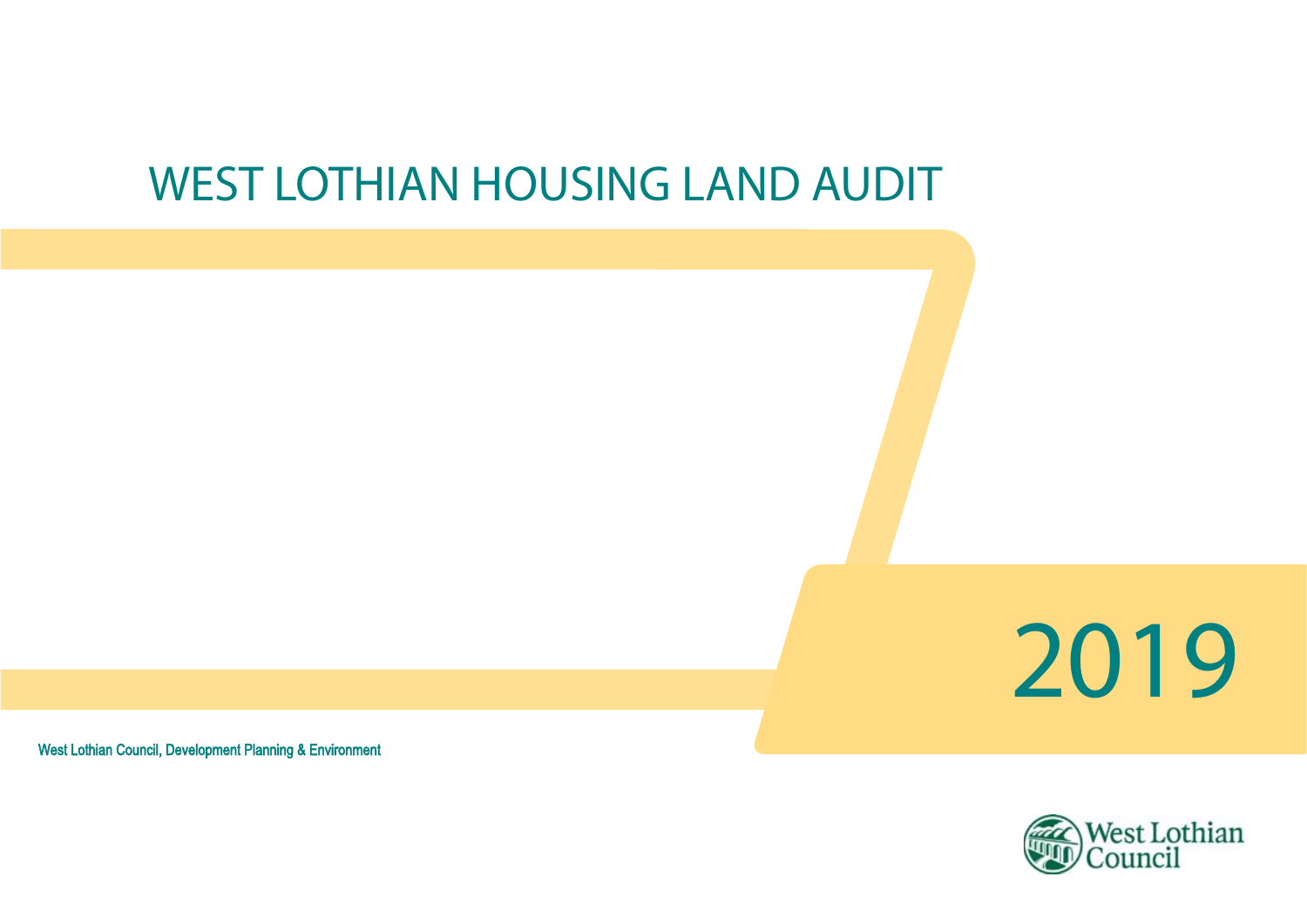# WEST LOTHIAN HOUSING LAND AUDIT

# 2019

West Lothian Council, Development Planning & Environment

West Lothian Council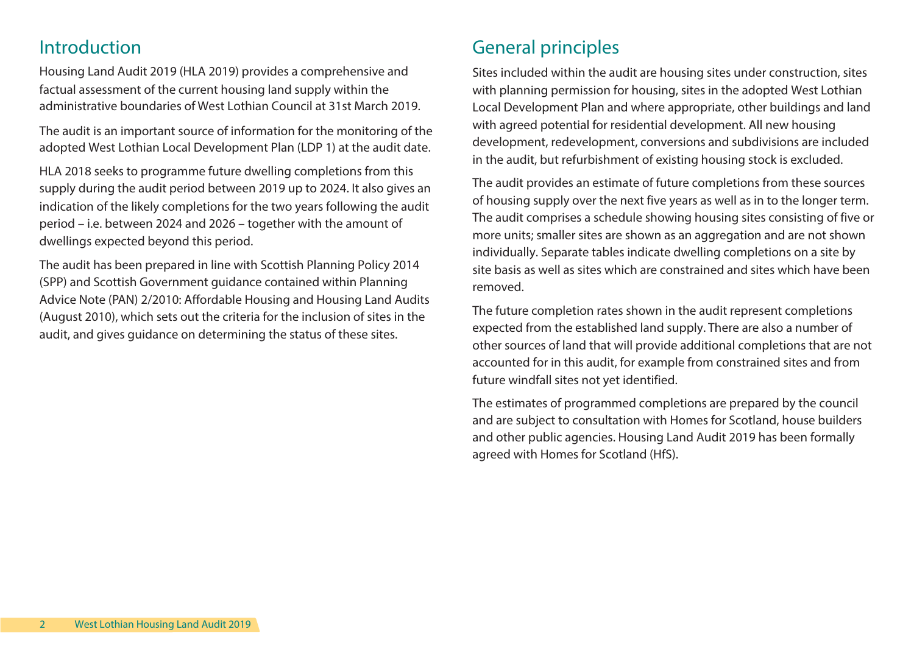## Introduction

Housing Land Audit 2019 (HLA 2019) provides a comprehensive and factual assessment of the current housing land supply within the administrative boundaries of West Lothian Council at 31st March 2019.

The audit is an important source of information for the monitoring of the adopted West Lothian Local Development Plan (LDP 1) at the audit date.

HLA 2018 seeks to programme future dwelling completions from this supply during the audit period between 2019 up to 2024. It also gives an indication of the likely completions for the two years following the audit period – i.e. between 2024 and 2026 – together with the amount of dwellings expected beyond this period.

The audit has been prepared in line with Scottish Planning Policy 2014 (SPP) and Scottish Government guidance contained within Planning Advice Note (PAN) 2/2010: Affordable Housing and Housing Land Audits (August 2010), which sets out the criteria for the inclusion of sites in the audit, and gives guidance on determining the status of these sites.

## General principles

Sites included within the audit are housing sites under construction, sites with planning permission for housing, sites in the adopted West Lothian Local Development Plan and where appropriate, other buildings and land with agreed potential for residential development. All new housing development, redevelopment, conversions and subdivisions are included in the audit, but refurbishment of existing housing stock is excluded.

The audit provides an estimate of future completions from these sources of housing supply over the next five years as well as in to the longer term. The audit comprises a schedule showing housing sites consisting of five or more units; smaller sites are shown as an aggregation and are not shown individually. Separate tables indicate dwelling completions on a site by site basis as well as sites which are constrained and sites which have been removed.

The future completion rates shown in the audit represent completions expected from the established land supply. There are also a number of other sources of land that will provide additional completions that are not accounted for in this audit, for example from constrained sites and from future windfall sites not yet identified.

The estimates of programmed completions are prepared by the council and are subject to consultation with Homes for Scotland, house builders and other public agencies. Housing Land Audit 2019 has been formally agreed with Homes for Scotland (HfS).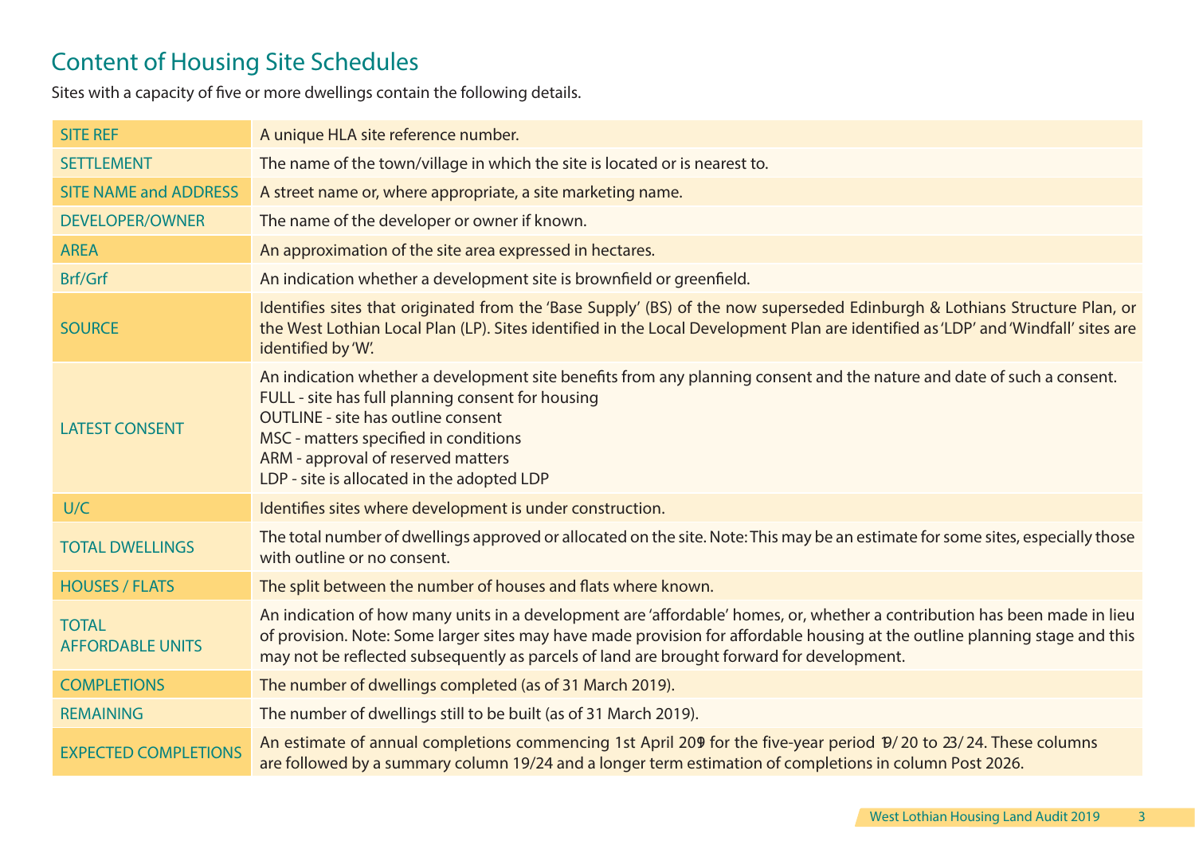## Content of Housing Site Schedules

Sites with a capacity of five or more dwellings contain the following details.

| | |
|---|---|
| SITE REF | A unique HLA site reference number. |
| SETTLEMENT | The name of the town/village in which the site is located or is nearest to. |
| SITE NAME and ADDRESS | A street name or, where appropriate, a site marketing name. |
| DEVELOPER/OWNER | The name of the developer or owner if known. |
| AREA | An approximation of the site area expressed in hectares. |
| Brf/Grf | An indication whether a development site is brownfield or greenfield. |
| SOURCE | Identifies sites that originated from the 'Base Supply' (BS) of the now superseded Edinburgh & Lothians Structure Plan, or the West Lothian Local Plan (LP). Sites identified in the Local Development Plan are identified as 'LDP' and 'Windfall' sites are identified by 'W'. |
| LATEST CONSENT | An indication whether a development site benefits from any planning consent and the nature and date of such a consent.<br>FULL - site has full planning consent for housing<br>OUTLINE - site has outline consent<br>MSC - matters specified in conditions<br>ARM - approval of reserved matters<br>LDP - site is allocated in the adopted LDP |
| U/C | Identifies sites where development is under construction. |
| TOTAL DWELLINGS | The total number of dwellings approved or allocated on the site. Note: This may be an estimate for some sites, especially those with outline or no consent. |
| HOUSES / FLATS | The split between the number of houses and flats where known. |
| TOTAL AFFORDABLE UNITS | An indication of how many units in a development are 'affordable' homes, or, whether a contribution has been made in lieu of provision. Note: Some larger sites may have made provision for affordable housing at the outline planning stage and this may not be reflected subsequently as parcels of land are brought forward for development. |
| COMPLETIONS | The number of dwellings completed (as of 31 March 2019). |
| REMAINING | The number of dwellings still to be built (as of 31 March 2019). |
| EXPECTED COMPLETIONS | An estimate of annual completions commencing 1st April 2019 for the five-year period 19/20 to 23/24. These columns are followed by a summary column 19/24 and a longer term estimation of completions in column Post 2026. |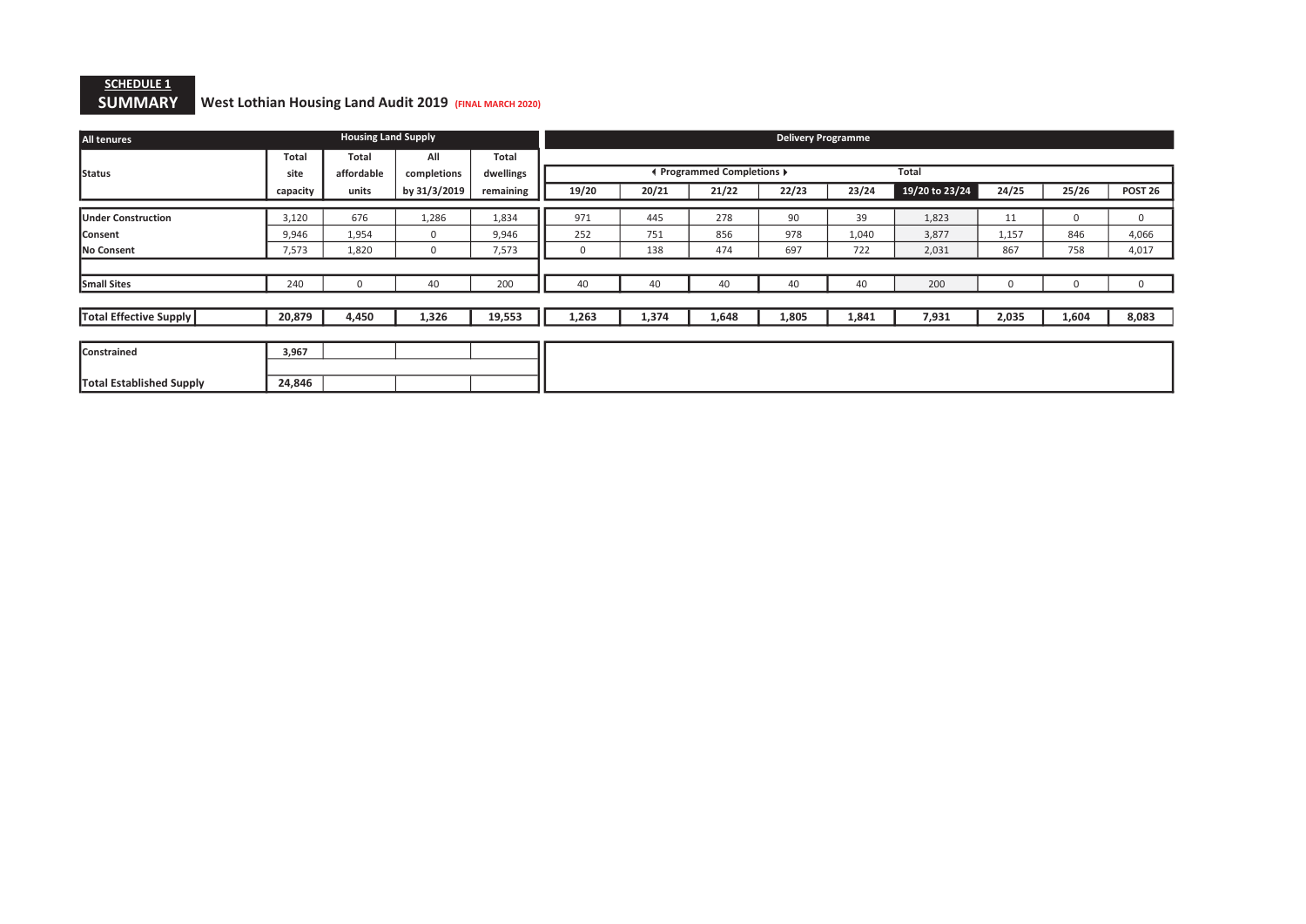**SCHEDULE 1**

## SUMMARY

## West Lothian Housing Land Audit 2019 (FINAL MARCH 2020)

| All tenures | Housing Land Supply | | | | Delivery Programme | | | | | | | | |
|---|---|---|---|---|---|---|---|---|---|---|---|---|---|
| Status | Total site capacity | Total affordable units | All completions by 31/3/2019 | Total dwellings remaining | Programmed Completions 19/20 | 20/21 | 21/22 | 22/23 | 23/24 | Total 19/20 to 23/24 | 24/25 | 25/26 | POST 26 |
| Under Construction | 3,120 | 676 | 1,286 | 1,834 | 971 | 445 | 278 | 90 | 39 | 1,823 | 11 | 0 | 0 |
| Consent | 9,946 | 1,954 | 0 | 9,946 | 252 | 751 | 856 | 978 | 1,040 | 3,877 | 1,157 | 846 | 4,066 |
| No Consent | 7,573 | 1,820 | 0 | 7,573 | 0 | 138 | 474 | 697 | 722 | 2,031 | 867 | 758 | 4,017 |
| Small Sites | 240 | 0 | 40 | 200 | 40 | 40 | 40 | 40 | 40 | 200 | 0 | 0 | 0 |
| **Total Effective Supply** | **20,879** | **4,450** | **1,326** | **19,553** | **1,263** | **1,374** | **1,648** | **1,805** | **1,841** | **7,931** | **2,035** | **1,604** | **8,083** |
| **Constrained** | **3,967** | | | | | | | | | | | | |
| **Total Established Supply** | **24,846** | | | | | | | | | | | | |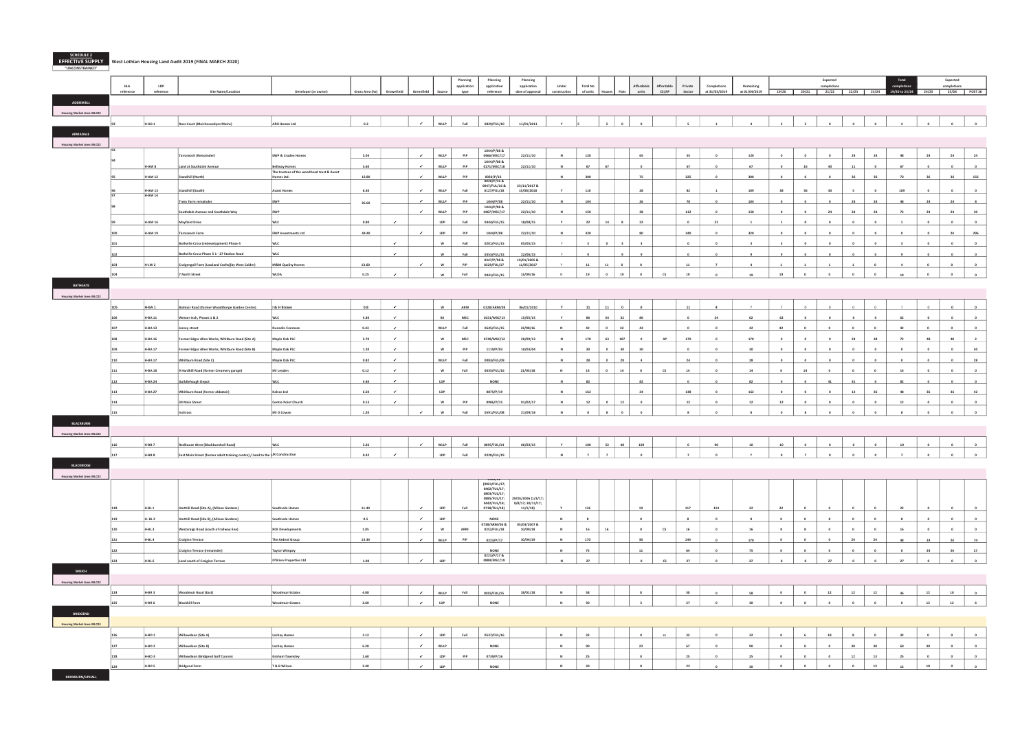**SCHEDULE 2**
**EFFECTIVE SUPPLY**
**"UNCONSTRAINED"**

**West Lothian Housing Land Audit 2019 (FINAL MARCH 2020)**

| HLA reference | LDP reference | Site Name/Location | Developer (or owner) | Gross Area (ha) | Brownfield | Greenfield | Source | Planning application type | Planning application reference | Planning application date of approval | Under construction | Total No of units | Houses | Flats | Affordable units | Affordable CS/AP | Private Sector | Completions at 31/03/2019 | Remaining at 01/04/2019 | Expected completions 19/20 | 20/21 | 21/22 | 22/23 | 23/24 | Total completions 19/20 to 23/24 | Expected completions 24/25 | 25/26 | POST 26 |
|---|---|---|---|---|---|---|---|---|---|---|---|---|---|---|---|---|---|---|---|---|---|---|---|---|---|---|---|---|
| **ADDIEWELL** | | | | | | | | | | | | | | | | | | | | | | | | | | | | |
| **Housing Market Area WLC02** | | | | | | | | | | | | | | | | | | | | | | | | | | | | |
| 92 | H-AD 1 | Ross Court (Muirhousedykes Mains) | ARH Homes Ltd | 0.2 | | ✓ | WLLP | Full | 0829/FUL/10 | 11/01/2011 | Y | 5 | 5 | 0 | 0 | | 5 | 1 | 4 | 2 | 2 | 0 | 0 | 0 | 4 | 0 | 0 | 0 |
| **ARMADALE** | | | | | | | | | | | | | | | | | | | | | | | | | | | | |
| **Housing Market Area WLC02** | | | | | | | | | | | | | | | | | | | | | | | | | | | | |
| 93 | | Tarrareoch (Remainder) | EWP & Cruden Homes | 3.04 | | ✓ | WLLP | PiP | 1044/P/08 & 0466/MSC/17 | 22/11/10 | N | 120 | | | 65 | | 55 | 0 | 120 | 0 | 0 | 0 | 24 | 24 | 48 | 24 | 24 | 24 |
| 94 | H-AM 8 | Land at Southdale Avenue | Bellway Homes | 3.69 | | ✓ | WLLP | PiP | 1044/P/08 & 0171/MSC/18 | 22/11/10 | N | 67 | 67 | | 0 | | 67 | 0 | 67 | 0 | 16 | 40 | 11 | 0 | 67 | 0 | 0 | 0 |
| 95 | H-AM 12 | Standhill (North) | The trustees of the woodhead trust & Avant Homes Ltd. | 12.80 | | ✓ | WLLP | PiP | 0020/P/16 | | N | 300 | | | 75 | | 225 | 0 | 300 | 0 | 0 | 0 | 36 | 36 | 72 | 36 | 36 | 156 |
| 96 | H-AM 13 | Standhill (South) | Avant Homes | 6.30 | | ✓ | WLLP | Full | 0020/P/16 & 0047/FUL/16 & 0127/FUL/18 | 23/11/2017 & 15/08/2018 | Y | 110 | | | 28 | | 82 | 1 | 109 | 38 | 36 | 30 | 5 | 0 | 109 | 0 | 0 | 0 |
| 97 | H-AM 14 | Trees Farm remainder | EWP | 26.60 | | ✓ | WLLP | PiP | 1044/P/08 | 22/11/10 | N | 104 | | | 26 | | 78 | 0 | 104 | 0 | 0 | 0 | 24 | 24 | 48 | 24 | 24 | 8 |
| 98 | | Southdale Avenue and Southdale Way | EWP | | | ✓ | WLLP | PiP | 1044/P/08 & 0467/MSC/17 | 22/11/10 | N | 150 | | | 38 | | 112 | 0 | 150 | 0 | 0 | 24 | 24 | 24 | 72 | 24 | 24 | 30 |
| 99 | H-AM 16 | Mayfield Drive | WLC | 0.80 | ✓ | | LDP | Full | 0444/FUL/15 | 18/08/15 | Y | 22 | 14 | 8 | 22 | | 0 | 21 | 1 | 1 | 0 | 0 | 0 | 0 | 1 | 0 | 0 | 0 |
| 100 | H-AM 19 | Tarrareoch Farm | EWP Investments Ltd | 44.40 | | ✓ | LDP | PiP | 1044/P/08 | 22/11/10 | N | 320 | | | 80 | | 240 | 0 | 320 | 0 | 0 | 0 | 0 | 0 | 0 | 0 | 24 | 296 |
| 101 | | Bathville Cross (redevelopment) Phase 4 | WLC | | | ✓ | W | Full | 0201/FUL/15 | 05/05/15 | Y | 3 | 0 | 3 | 3 | | 0 | 0 | 3 | 3 | 0 | 0 | 0 | 0 | 3 | 0 | 0 | 0 |
| 102 | | Bathville Cross Phase 5 1 - 27 Station Road | WLC | | | ✓ | W | Full | 0353/FUL/15 | 22/06/15 | Y | 9 | | 9 | 9 | | 0 | 0 | 9 | 9 | 0 | 0 | 0 | 0 | 9 | 0 | 0 | 0 |
| 103 | H-LW 2 | Craigengall Farm (Lowland Crofts)(by West Calder) | M&M Quality Homes | 13.60 | | ✓ | W | PiP | 0447/P/08 & 0229/FUL/17 | 19/01/2005 & 11/05/2017 | Y | 11 | 11 | 0 | 0 | | 11 | 7 | 4 | 1 | 1 | 1 | 1 | 0 | 4 | 0 | 0 | 0 |
| 104 | | 7 North Street | WLDA | 0.25 | ✓ | | W | Full | 0941/FUL/15 | 13/09/16 | N | 19 | 0 | 19 | 0 | CS | 19 | 0 | 19 | 19 | 0 | 0 | 0 | 0 | 19 | 0 | 0 | 0 |
| **BATHGATE** | | | | | | | | | | | | | | | | | | | | | | | | | | | | |
| **Housing Market Area WLC02** | | | | | | | | | | | | | | | | | | | | | | | | | | | | |
| 105 | H-BA 1 | Balmuir Road (former Woodthorpe Garden Centre) | I & H Brown | 0.8 | ✓ | | W | ARM | 0128/ARM/08 | 06/01/2010 | Y | 11 | 11 | 0 | 0 | | 11 | 4 | 7 | 7 | 0 | 0 | 0 | 0 | 7 | 0 | 0 | 0 |
| 106 | H-BA 11 | Wester Inch, Phases 1 & 2 | WLC | 4.30 | ✓ | | BS | MSC | 0551/MSC/15 | 15/09/15 | Y | 86 | 54 | 32 | 86 | | 0 | 24 | 62 | 62 | 0 | 0 | 0 | 0 | 62 | 0 | 0 | 0 |
| 107 | H-BA 13 | Jarvey street | Dunedin Canmore | 0.43 | ✓ | | WLLP | Full | 0645/FUL/15 | 23/08/16 | N | 42 | 0 | 42 | 42 | | 0 | 0 | 42 | 42 | 0 | 0 | 0 | 0 | 42 | 0 | 0 | 0 |
| 108 | H-BA 16 | Former Edgar Allen Works, Whitburn Road (Site A) | Maple Oak PLC | 2.70 | ✓ | | W | MSC | 0748/MSC/12 | 20/09/13 | N | 170 | 63 | 107 | 0 | AP | 170 | 0 | 170 | 0 | 0 | 0 | 24 | 48 | 72 | 48 | 48 | 2 |
| 109 | H-BA 17 | Former Edgar Allen Works, Whitburn Road (Site B) | Maple Oak PLC | 1.20 | ✓ | | W | PiP | 1119/P/03 | 10/03/04 | N | 30 | 0 | 30 | 30 | | 0 | 0 | 30 | 0 | 0 | 0 | 0 | 0 | 0 | 0 | 0 | 30 |
| 110 | H-BA 17 | Whitburn Road (Site C) | Maple Oak PLC | 0.82 | ✓ | | WLLP | Full | 0983/FUL/09 | | N | 28 | 0 | 28 | 4 | | 24 | 0 | 28 | 0 | 0 | 0 | 0 | 0 | 0 | 0 | 0 | 28 |
| 111 | H-BA 18 | 9 Hardhill Road (former Creamery garage) | Mr Leyden | 0.12 | ✓ | | W | Full | 0635/FUL/16 | 21/05/18 | N | 14 | 0 | 14 | 0 | CS | 14 | 0 | 14 | 0 | 14 | 0 | 0 | 0 | 14 | 0 | 0 | 0 |
| 112 | H-BA 24 | Guildiehaugh Depot | WLC | 4.40 | ✓ | | LDP | | NONE | | N | 82 | | | 82 | | 0 | 0 | 82 | 0 | 0 | 41 | 41 | 0 | 82 | 0 | 0 | 0 |
| 113 | H-BA 27 | Whitburn Road (former abbatoir) | Kalvec Ltd | 6.50 | ✓ | | LDP | | 0875/P/19 | | N | 162 | | | 24 | | 138 | 0 | 162 | 0 | 0 | 0 | 12 | 36 | 48 | 36 | 36 | 42 |
| 114 | | 30 Main Street | Centre Point Church | 0.13 | ✓ | | W | PiP | 0906/P/15 | 01/02/17 | N | 12 | 0 | 12 | 0 | | 12 | 0 | 12 | 12 | 0 | 0 | 0 | 0 | 12 | 0 | 0 | 0 |
| 115 | | Inchcross | Mr O Cowan | 1.20 | | ✓ | W | Full | 0591/FUL/08 | 21/09/10 | N | 8 | 8 | 0 | 0 | | 8 | 0 | 8 | 0 | 8 | 0 | 0 | 0 | 8 | 0 | 0 | 0 |
| **BLACKBURN** | | | | | | | | | | | | | | | | | | | | | | | | | | | | |
| **Housing Market Area WLC02** | | | | | | | | | | | | | | | | | | | | | | | | | | | | |
| 116 | H-BB 7 | Redhouse West (Blackburnhall Road) | WLC | 3.26 | | ✓ | WLLP | Full | 0695/FUL/14 | 06/03/15 | Y | 100 | 52 | 48 | 100 | | 0 | 90 | 10 | 10 | 0 | 0 | 0 | 0 | 10 | 0 | 0 | 0 |
| 117 | H-BB 8 | East Main Street (former adult training centre) / Land to the | JR Construction | 0.42 | ✓ | | LDP | Full | 0228/FUL/19 | | N | 7 | 7 | | 0 | | 7 | 0 | 7 | 0 | 7 | 0 | 0 | 0 | 7 | 0 | 0 | 0 |
| **BLACKRIDGE** | | | | | | | | | | | | | | | | | | | | | | | | | | | | |
| **Housing Market Area WLC02** | | | | | | | | | | | | | | | | | | | | | | | | | | | | |
| 118 | H-BL 1 | Harthill Road (Site A), (Allison Gardens) | Southvale Homes | 11.40 | | ✓ | LDP | Full | (0022/FUL/17; 0402/FUL/17; 0803/FUL/17; 0885/FUL/17; 0442/FUL/18; 0718/FUL/18) | 29/05/2006 (1/3/17; 9/8/17; 18/11/17; 11/1/18) | Y | 136 | | | 19 | | 117 | 114 | 22 | 22 | 0 | 0 | 0 | 0 | 22 | 0 | 0 | 0 |
| 119 | H-BL 2 | Harthill Road (Site B), (Allison Gardens) | Southvale Homes | 0.5 | | ✓ | LDP | | NONE | | N | 8 | | | 0 | | 8 | 0 | 8 | 0 | 0 | 8 | 0 | 0 | 8 | 0 | 0 | 0 |
| 120 | H-BL 3 | Westcraigs Road (south of railway line) | RCK Developments | 1.05 | | ✓ | W | ARM | 0738/ARM/06 & 0252/FUL/18 | 05/03/2007 & 10/09/18 | N | 16 | 16 | | 0 | CS | 16 | 0 | 16 | 8 | 8 | 0 | 0 | 0 | 16 | 0 | 0 | 0 |
| 121 | H-BL 4 | Craiginn Terrace | The Ardent Group | 13.30 | | ✓ | WLLP | PiP | 0223/P/17 | 10/04/19 | N | 170 | | | 30 | | 144 | 0 | 170 | 0 | 0 | 0 | 24 | 24 | 48 | 24 | 24 | 74 |
| 122 | | Craiginn Terrace (remainder) | Taylor Wimpey | | | | | | NONE | | N | 75 | | | 11 | | 64 | 0 | 75 | 0 | 0 | 0 | 0 | 0 | 0 | 24 | 24 | 27 |
| 123 | H-BL 6 | Land south of Craiginn Terrace | O'Brien Properties Ltd | 1.00 | | ✓ | LDP | | 0223/P/17 & 0889/MSC/19 | | N | 27 | | | 0 | CS | 27 | 0 | 27 | 0 | 0 | 27 | 0 | 0 | 27 | 0 | 0 | 0 |
| **BREICH** | | | | | | | | | | | | | | | | | | | | | | | | | | | | |
| **Housing Market Area WLC02** | | | | | | | | | | | | | | | | | | | | | | | | | | | | |
| 124 | H-BR 3 | Woodmuir Road (East) | Woodmuir Estates | 4.08 | | ✓ | WLLP | Full | 0202/FUL/15 | 18/01/18 | N | 58 | | | 8 | | 50 | 0 | 58 | 0 | 0 | 12 | 12 | 12 | 36 | 12 | 10 | 0 |
| 125 | H-BR 6 | Blackhill Farm | Woodmuir Estates | 2.60 | | ✓ | LDP | | NONE | | N | 30 | | | 3 | | 27 | 0 | 30 | 0 | 0 | 0 | 0 | 0 | 0 | 12 | 12 | 6 |
| **BRIDGEND** | | | | | | | | | | | | | | | | | | | | | | | | | | | | |
| **Housing Market Area WLC03** | | | | | | | | | | | | | | | | | | | | | | | | | | | | |
| 126 | H-BD 1 | Willowdean (Site A) | Lochay Homes | 1.12 | | ✓ | LDP | Full | 0537/FUL/16 | | N | 32 | | | 0 | cs | 32 | 0 | 32 | 0 | 6 | 18 | 8 | 0 | 32 | 0 | 0 | 0 |
| 127 | H-BD 2 | Willowdean (Site B) | Lochay Homes | 6.20 | | ✓ | WLLP | | NONE | | N | 90 | | | 23 | | 67 | 0 | 90 | 0 | 0 | 0 | 30 | 30 | 60 | 30 | 0 | 0 |
| 128 | H-BD 3 | Willowdean (Bridgend Golf Course) | Graham Townsley | 1.60 | | ✓ | LDP | PiP | 0739/P/16 | | N | 25 | | | 0 | | 25 | 0 | 25 | 0 | 0 | 0 | 12 | 13 | 25 | 0 | 0 | 0 |
| 129 | H-BD 5 | Bridgend Farm | T & B Wilson | 2.40 | | ✓ | LDP | | NONE | | N | 30 | | | 8 | | 22 | 0 | 30 | 0 | 0 | 0 | 0 | 12 | 12 | 18 | 0 | 0 |
| **BROXBURN/UPHALL** | | | | | | | | | | | | | | | | | | | | | | | | | | | | |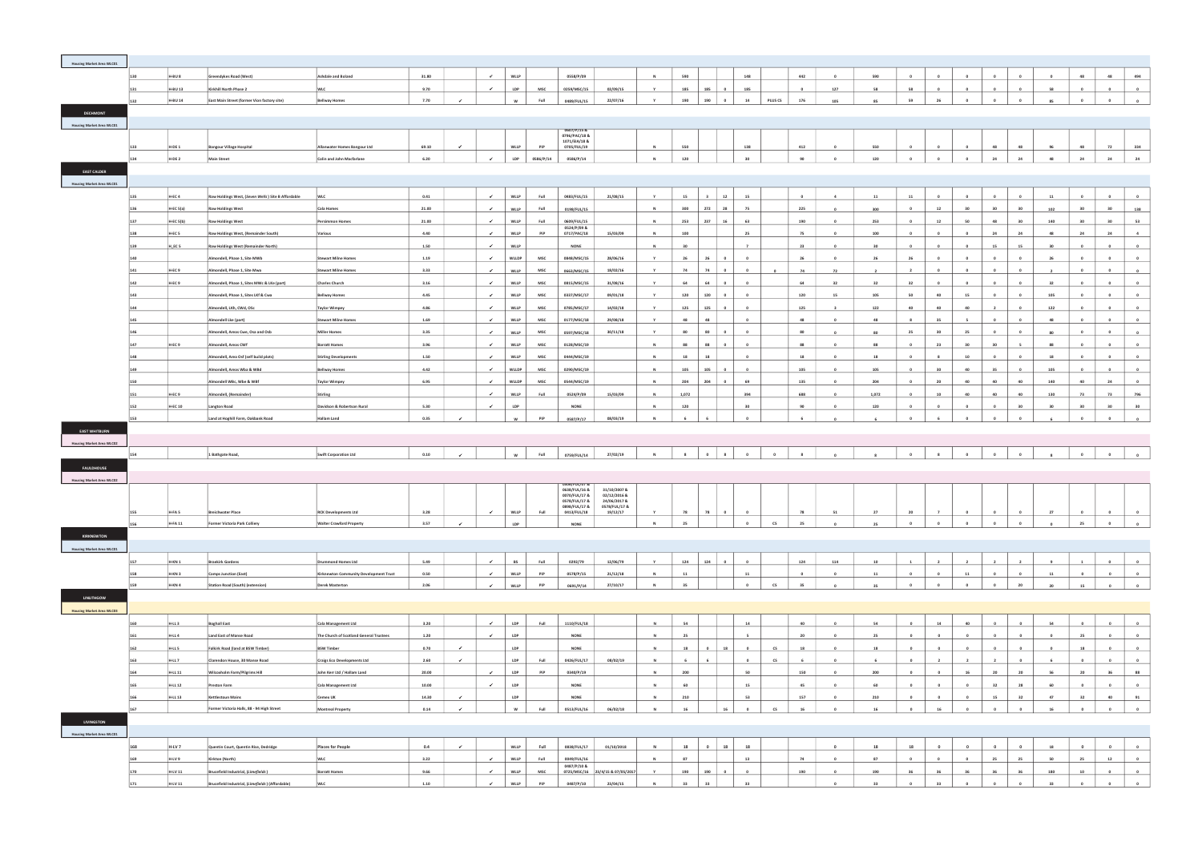| | | | | | | | | | | | | | | | | | | | | | | | | | | | | | | |
|---|---|---|---|---|---|---|---|---|---|---|---|---|---|---|---|---|---|---|---|---|---|---|---|---|---|---|---|---|---|---|
| **Housing Market Area WLCD1** | | | | | | | | | | | | | | | | | | | | | | | | | | | | | | |
| 130 | H-BU 8 | Greendykes Road (West) | Ashdale and Boland | 31.80 | | ✓ | WLLP | | 0558/P/09 | | N | 590 | | | 148 | | 442 | 0 | 590 | 0 | 0 | 0 | 0 | 0 | 0 | 48 | 48 | 494 |
| 131 | H-BU 13 | Kirkhill North Phase 2 | WLC | 9.70 | | ✓ | LDP | MSC | 0259/MSC/15 | 02/09/15 | Y | 185 | 185 | 0 | 185 | | 0 | 127 | 58 | 58 | 0 | 0 | 0 | 0 | 58 | 0 | 0 | 0 |
| 132 | H-BU 14 | East Main Street (former Vion factory site) | Bellway Homes | 7.70 | ✓ | | W | Full | 0489/FUL/15 | 22/07/16 | Y | 190 | 190 | 0 | 14 | PLUS CS | 176 | 105 | 85 | 59 | 26 | 0 | 0 | 0 | 85 | 0 | 0 | 0 |
| **DECHMONT** | | | | | | | | | | | | | | | | | | | | | | | | | | | | | | |
| **Housing Market Area WLCD1** | | | | | | | | | | | | | | | | | | | | | | | | | | | | | | |
| 133 | H-DE 1 | Bangour Village Hospital | Allanwater Homes Bangour Ltd | 69.10 | ✓ | | WLLP | PIP | 0607/P/15 & 0796/P4C/18 & 1071/DA/18 & 0703/FUL/19 | | N | 550 | | | 138 | | 412 | 0 | 550 | 0 | 0 | 0 | 48 | 48 | 96 | 48 | 72 | 334 |
| 134 | H-DE 2 | Main Street | Colin and John Macfarlane | 6.20 | | ✓ | LDP | 0586/P/14 | 0586/P/14 | | N | 120 | | | 30 | | 90 | 0 | 120 | 0 | 0 | 0 | 24 | 24 | 48 | 24 | 24 | 24 |
| **EAST CALDER** | | | | | | | | | | | | | | | | | | | | | | | | | | | | | | |
| **Housing Market Area WLCD1** | | | | | | | | | | | | | | | | | | | | | | | | | | | | | | |
| 135 | H-EC 4 | Raw Holdings West, (Seven Wells) Site B Affordable | WLC | 0.41 | | ✓ | WLLP | Full | 0483/FUL/15 | 21/08/15 | Y | 15 | 3 | 12 | 15 | | 0 | 4 | 11 | 11 | 0 | 0 | 0 | 0 | 11 | 0 | 0 | 0 |
| 136 | H-EC 5(a) | Raw Holdings West | Cala Homes | 21.80 | | ✓ | WLLP | Full | 0198/FUL/15 | | N | 300 | 272 | 28 | 75 | | 225 | 0 | 300 | 0 | 12 | 30 | 30 | 30 | 102 | 30 | 30 | 138 |
| 137 | H-EC 5(b) | Raw Holdings West | Persimmon Homes | 21.80 | | ✓ | WLLP | Full | 0609/FUL/15 | | N | 253 | 237 | 16 | 63 | | 190 | 0 | 253 | 0 | 12 | 50 | 48 | 30 | 140 | 30 | 30 | 53 |
| 138 | H-EC 5 | Raw Holdings West, (Remainder South) | Various | 4.40 | | ✓ | WLLP | PIP | 0524/P/09 & 0717/P4C/18 | 15/03/09 | N | 100 | | | 25 | | 75 | 0 | 100 | 0 | 0 | 0 | 24 | 24 | 48 | 24 | 24 | 4 |
| 139 | H_EC 5 | Raw Holdings West (Remainder North) | | 1.50 | | ✓ | WLLP | | NONE | | N | 30 | | | 7 | | 23 | 0 | 30 | 0 | 0 | 0 | 15 | 15 | 30 | 0 | 0 | 0 |
| 140 | | Almondell, Phase 1, Site MWb | Stewart Milne Homes | 1.19 | | ✓ | WLLDP | MSC | 0848/MSC/15 | 29/06/16 | Y | 26 | 26 | 0 | 0 | | 26 | 0 | 26 | 26 | 0 | 0 | 0 | 0 | 26 | 0 | 0 | 0 |
| 141 | H-EC 9 | Almondell, Phase 1, Site Mwa | Stewart Milne Homes | 3.33 | | ✓ | WLLP | MSC | 0663/MSC/15 | 18/02/16 | Y | 74 | 74 | 0 | 0 | 0 | 74 | 72 | 2 | 2 | 0 | 0 | 0 | 0 | 2 | 0 | 0 | 0 |
| 142 | H-EC 9 | Almondell, Phase 1, Sites MWc & LKe (part) | Charles Church | 3.16 | | ✓ | WLLP | MSC | 0815/MSC/15 | 31/08/16 | Y | 64 | 64 | 0 | 0 | | 64 | 32 | 32 | 32 | 0 | 0 | 0 | 0 | 32 | 0 | 0 | 0 |
| 143 | | Almondell, Phase 1, Sites LKf & Cwa | Bellway Homes | 4.45 | | ✓ | WLLP | MSC | 0337/MSC/17 | 09/01/18 | Y | 120 | 120 | 0 | 0 | | 120 | 15 | 105 | 50 | 40 | 15 | 0 | 0 | 105 | 0 | 0 | 0 |
| 144 | | Almondell, LKh, CWd, OSc | Taylor Wimpey | 4.86 | | ✓ | WLLP | MSC | 0785/MSC/17 | 14/02/18 | Y | 125 | 125 | 0 | 0 | | 125 | 3 | 122 | 40 | 40 | 40 | 2 | 0 | 122 | 0 | 0 | 0 |
| 145 | | Almondell Lke (part) | Stewart Milne Homes | 1.69 | | ✓ | WLLP | MSC | 0177/MSC/18 | 29/08/18 | Y | 48 | 48 | | 0 | | 48 | 0 | 48 | 8 | 35 | 5 | 0 | 0 | 48 | 0 | 0 | 0 |
| 146 | | Almondell, Areas Cwe, Osa and Osb | Miller Homes | 3.35 | | ✓ | WLLP | MSC | 0597/MSC/18 | 30/11/18 | Y | 80 | 80 | 0 | 0 | | 80 | 0 | 80 | 25 | 30 | 25 | 0 | 0 | 80 | 0 | 0 | 0 |
| 147 | H-EC 9 | Almondell, Areas CWf | Barratt Homes | 3.96 | | ✓ | WLLP | MSC | 0128/MSC/19 | | N | 88 | 88 | 0 | 0 | | 88 | 0 | 88 | 0 | 23 | 30 | 30 | 5 | 88 | 0 | 0 | 0 |
| 148 | | Almondell, Area Osf (self build plots) | Stirling Developments | 1.50 | | ✓ | WLLP | MSC | 0444/MSC/19 | | N | 18 | 18 | | 0 | | 18 | 0 | 18 | 0 | 8 | 10 | 0 | 0 | 18 | 0 | 0 | 0 |
| 149 | | Almondell, Areas Wba & WBd | Bellway Homes | 4.42 | | ✓ | WLLDP | MSC | 0290/MSC/19 | | N | 105 | 105 | 0 | 0 | | 105 | 0 | 105 | 0 | 30 | 40 | 35 | 0 | 105 | 0 | 0 | 0 |
| 150 | | Almondell WBc, WBe & WBf | Taylor Wimpey | 6.95 | | ✓ | WLLDP | MSC | 0544/MSC/19 | | N | 204 | 204 | 0 | 69 | | 135 | 0 | 204 | 0 | 20 | 40 | 40 | 40 | 140 | 40 | 24 | 0 |
| 151 | H-EC 9 | Almondell, (Remainder) | Stirling | | | ✓ | WLLP | Full | 0524/P/09 | 15/03/09 | N | 1,072 | | | 394 | | 688 | 0 | 1,072 | 0 | 10 | 40 | 40 | 40 | 130 | 73 | 73 | 796 |
| 152 | H-EC 10 | Langton Road | Davidson & Robertson Rural | 5.30 | | ✓ | LDP | | NONE | | N | 120 | | | 30 | | 90 | 0 | 120 | 0 | 0 | 0 | 0 | 30 | 30 | 30 | 30 | 30 |
| 153 | | Land at Hoghill Farm, Oakbank Road | Hallam Land | 0.35 | ✓ | | W | PIP | 0587/P/17 | 08/03/19 | N | 6 | 6 | | 0 | | 6 | 0 | 6 | 0 | 6 | 0 | 0 | 0 | 6 | 0 | 0 | 0 |
| **EAST WHITBURN** | | | | | | | | | | | | | | | | | | | | | | | | | | | | | | |
| **Housing Market Area WLCD2** | | | | | | | | | | | | | | | | | | | | | | | | | | | | | | |
| 154 | | 1 Bathgate Road, | Swift Corporation Ltd | 0.10 | ✓ | | W | Full | 0759/FUL/14 | 27/02/19 | N | 8 | 0 | 8 | 0 | 0 | 8 | 0 | 8 | 0 | 8 | 0 | 0 | 0 | 8 | 0 | 0 | 0 |
| **FAULDHOUSE** | | | | | | | | | | | | | | | | | | | | | | | | | | | | | | |
| **Housing Market Area WLCD2** | | | | | | | | | | | | | | | | | | | | | | | | | | | | | | |
| 155 | H-FA 5 | Breichwater Place | RCK Developments Ltd | 3.28 | | ✓ | WLLP | Full | 0608/FUL/07 & 0638/FUL/16 & 0870/FUL/17 & 0578/FUL/17 & 0898/FUL/17 & 0412/FUL/18 | 31/10/2007 & 02/12/2016 & 24/06/2017 & 0578/FUL/17 & 19/12/17 | Y | 78 | 78 | 0 | 0 | | 78 | 51 | 27 | 20 | 7 | 0 | 0 | 0 | 27 | 0 | 0 | 0 |
| 156 | H-FA 11 | Former Victoria Park Colliery | Walter Crawford Property | 3.57 | ✓ | | LDP | | NONE | | N | 25 | | | 0 | CS | 25 | 0 | 25 | 0 | 0 | 0 | 0 | 0 | 0 | 25 | 0 | 0 |
| **KIRKNEWTON** | | | | | | | | | | | | | | | | | | | | | | | | | | | | | | |
| **Housing Market Area WLCD1** | | | | | | | | | | | | | | | | | | | | | | | | | | | | | | |
| 157 | H-KN 1 | Braekirk Gardens | Drummond Homes Ltd | 5.49 | | ✓ | BS | Full | 0292/79 | 12/06/79 | Y | 124 | 124 | 0 | 0 | | 124 | 114 | 10 | 1 | 2 | 2 | 2 | 2 | 9 | 1 | 0 | 0 |
| 158 | H-KN 3 | Camps Junction (East) | Kirknewton Community Development Trust | 0.50 | | ✓ | WLLP | PIP | 0578/P/15 | 21/12/18 | N | 11 | | | 11 | | 0 | 0 | 11 | 0 | 0 | 11 | 0 | 0 | 11 | 0 | 0 | 0 |
| 159 | H-KN 4 | Station Road (South) (extension) | Derek Masterton | 2.06 | | ✓ | WLLP | PIP | 0691/P/14 | 27/10/17 | N | 35 | | | 0 | CS | 35 | 0 | 35 | 0 | 0 | 0 | 0 | 20 | 20 | 15 | 0 | 0 |
| **LINLITHGOW** | | | | | | | | | | | | | | | | | | | | | | | | | | | | | | |
| **Housing Market Area WLCD3** | | | | | | | | | | | | | | | | | | | | | | | | | | | | | | |
| 160 | H-LL 3 | Boghall East | Cala Management Ltd | 3.20 | | ✓ | LDP | Full | 1110/FUL/18 | | N | 54 | | | 14 | | 40 | 0 | 54 | 0 | 14 | 40 | 0 | 0 | 54 | 0 | 0 | 0 |
| 161 | H-LL 4 | Land East of Manse Road | The Church of Scotland General Trustees | 1.20 | | ✓ | LDP | | NONE | | N | 25 | | | 5 | | 20 | 0 | 25 | 0 | 0 | 0 | 0 | 0 | 0 | 25 | 0 | 0 |
| 162 | H-LL 5 | Falkirk Road (land at BSW Timber) | BSW Timber | 0.70 | ✓ | | LDP | | NONE | | N | 18 | 0 | 18 | 0 | CS | 18 | 0 | 18 | 0 | 0 | 0 | 0 | 0 | 0 | 18 | 0 | 0 |
| 163 | H-LL 7 | Clarendon House, 30 Manse Road | Craigs Eco Developments Ltd | 2.60 | ✓ | | LDP | Full | 0426/FUL/17 | 08/02/19 | N | 6 | 6 | | 0 | CS | 6 | 0 | 6 | 0 | 2 | 2 | 2 | 0 | 6 | 0 | 0 | 0 |
| 164 | H-LL 11 | Wilcoxholm Farm/Pilgrims Hill | John Kerr Ltd / Hallam Land | 20.00 | | ✓ | LDP | PIP | 0340/P/19 | | N | 200 | | | 50 | | 150 | 0 | 200 | 0 | 0 | 16 | 20 | 20 | 56 | 20 | 36 | 88 |
| 165 | H-LL 12 | Preston Farm | Cala Management Ltd | 10.00 | | ✓ | LDP | | NONE | | N | 60 | | | 15 | | 45 | 0 | 60 | 0 | 0 | 0 | 32 | 28 | 60 | 0 | 0 | 0 |
| 166 | H-LL 13 | Kettlestoun Mains | Gemex UK | 14.30 | ✓ | | LDP | | NONE | | N | 210 | | | 53 | | 157 | 0 | 210 | 0 | 0 | 0 | 15 | 32 | 47 | 32 | 40 | 91 |
| 167 | | Former Victoria Halls, 88 - 94 High Street | Montreal Property | 0.14 | ✓ | | W | Full | 0513/FUL/16 | 06/02/18 | N | 16 | | 16 | 0 | CS | 16 | 0 | 16 | 0 | 16 | 0 | 0 | 0 | 16 | 0 | 0 | 0 |
| **LIVINGSTON** | | | | | | | | | | | | | | | | | | | | | | | | | | | | | | |
| **Housing Market Area WLCD1** | | | | | | | | | | | | | | | | | | | | | | | | | | | | | | |
| 168 | H-LV 7 | Quentin Court, Quentin Rise, Dedridge | Places for People | 0.4 | ✓ | | WLLP | Full | 0838/FUL/17 | 01/10/2018 | N | 18 | 0 | 18 | 18 | | | 0 | 18 | 18 | 0 | 0 | 0 | 0 | 18 | 0 | 0 | 0 |
| 169 | H-LV 9 | Kirkton (North) | WLC | 3.22 | | ✓ | WLLP | Full | 0049/FUL/16 | | N | 87 | | | 13 | | 74 | 0 | 87 | 0 | 0 | 0 | 25 | 25 | 50 | 25 | 12 | 0 |
| 170 | H-LV 11 | Brucefield Industrial, (Linnfield) | Barratt Homes | 9.66 | | ✓ | WLLP | MSC | 0487/P/10 & 0725/MSC/16 | 20/4/15 & 07/03/2017 | Y | 190 | 190 | 0 | 0 | | 190 | 0 | 190 | 36 | 36 | 36 | 36 | 36 | 180 | 10 | 0 | 0 |
| 171 | H-LV 11 | Brucefield Industrial, (Linnfield) (Affordable) | WLC | 1.10 | | ✓ | WLLP | PIP | 0487/P/10 | 20/04/15 | N | 33 | 33 | | 33 | | | 0 | 33 | 0 | 33 | 0 | 0 | 0 | 33 | 0 | 0 | 0 |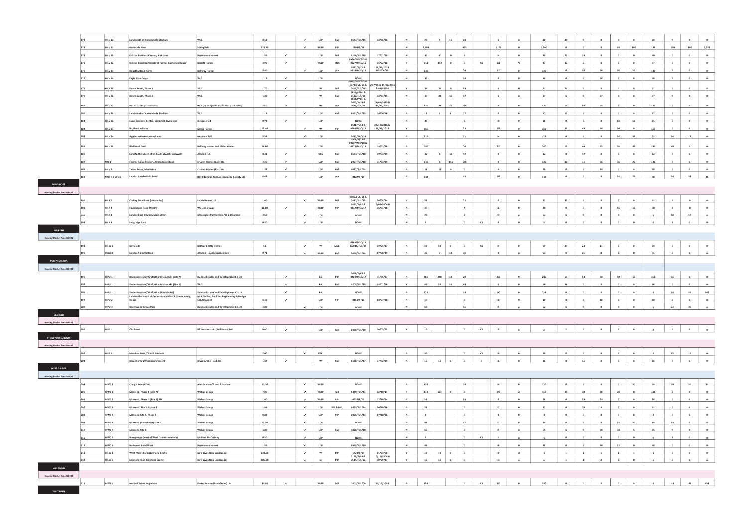| | | | | | | | | | | | | | | | | | | | | | | | | | | | | |
|---|---|---|---|---|---|---|---|---|---|---|---|---|---|---|---|---|---|---|---|---|---|---|---|---|---|---|---|---|
| 172 | H-LV 12 | Land north of Almondvale Stadium | WLC | 0.62 | | ✓ | LDP | Full | 0544/FUL/15 | 23/06/16 | N | 20 | 4 | 16 | 20 | | 0 | 0 | 20 | 20 | 0 | 0 | 0 | 0 | 20 | 0 | 0 | 0 |
| 173 | H-LV 13 | Gavieside Farm | Springfield | 121.20 | | ✓ | WLLP | PiP | 1194/P/18 | | N | 2,500 | | | 625 | | 1,875 | 0 | 2,500 | 0 | 0 | 0 | 48 | 100 | 148 | 100 | 100 | 2,252 |
| 174 | H-LV 15 | Kirkton Business Centre / Kirk Lane | Persimmon Homes | 1.55 | ✓ | | LDP | Full | 0196/FUL/18 | 27/03/19 | N | 40 | 40 | 0 | 6 | | 34 | 0 | 40 | 21 | 19 | 0 | 0 | 0 | 40 | 0 | 0 | 0 |
| 175 | H-LV 22 | Kirkton Road North (site of former Buchanan House) | Barratt Homes | 3.90 | ✓ | | WLLP | MSC | 0926/MSC/15 & 0927/MSC/15 | 26/02/16 | Y | 112 | 112 | 0 | 0 | CS | 112 | 75 | 37 | 37 | 0 | 0 | 0 | 0 | 37 | 0 | 0 | 0 |
| 176 | H-LV 23 | Houston Road North | Bellway Homes | 5.80 | | ✓ | LDP | PiP | 0822/P/13 & 0814/MSC/16 | 15/06/2018 & 25/06/19 | N | 130 | | | 20 | | 110 | 0 | 130 | 0 | 36 | 36 | 36 | 22 | 130 | 0 | 0 | 0 |
| 177 | H-LV 24 | Eagle Brae Depot | WLC | 1.12 | ✓ | | LDP | | NONE | | N | 30 | | | 30 | | 0 | 0 | 30 | 0 | 0 | 30 | 0 | 0 | 30 | 0 | 0 | 0 |
| 178 | H-LV 25 | Deans South, Phase 1 | WLC | 1.70 | ✓ | | W | Full | 0625/MSC/15 & 0371/FUL/15 & 0413/FUL/16 | 24/7/15 & 15/10/2015 & 09/08/16 | Y | 54 | 54 | 0 | 54 | | 0 | 33 | 21 | 21 | 0 | 0 | 0 | 0 | 21 | 0 | 0 | 0 |
| 179 | H-LV 26 | Deans South, Phase 2 | WLC | 1.20 | ✓ | | W | Full | 0182/FUL/18 | 23/01/15 | N | 37 | 21 | 16 | 37 | | 0 | 0 | 37 | 0 | 0 | 37 | 0 | 0 | 37 | 0 | 0 | 0 |
| 180 | H-LV 27 | Deans South (Remainder) | WLC / Springfield Properties / Wheatley | 4.55 | ✓ | | W | PiP | 0838/P/14 & 0050/P/16 & 0826/FUL/18 | 23/01/2015 & 16/03/2016 | N | 136 | 71 | 65 | 136 | | 0 | 0 | 136 | 0 | 68 | 68 | 0 | 0 | 136 | 0 | 0 | 0 |
| 181 | H-LV 30 | Land south of Almondvale Stadium | WLC | 1.13 | | ✓ | LDP | Full | 0553/FUL/15 | 20/06/16 | N | 17 | 9 | 8 | 17 | | 0 | 0 | 17 | 17 | 0 | 0 | 0 | 0 | 17 | 0 | 0 | 0 |
| 182 | H-LV 32 | Eucal Business Centre, Craigshill, Livingston | Bisspace Ltd | 0.73 | ✓ | | LDP | | NONE | | N | 25 | | | 6 | | 19 | 0 | 25 | 0 | 0 | 0 | 12 | 13 | 25 | 0 | 0 | 0 |
| 183 | H-LV 33 | Brotherton Farm | Miller Homes | 12.40 | | ✓ | W | PiP | 0648/P/14 & 0900/MSC/17 | 28/10/2016 & 19/06/2018 | Y | 150 | | | 23 | | 127 | 0 | 150 | 60 | 40 | 40 | 10 | 0 | 150 | 0 | 0 | 0 |
| 184 | H-LV 34 | Appleton Parkway north east | Network Rail | 5.58 | | ✓ | LDP | | 0482/PAC/19 | | N | 125 | | | 31 | | 94 | 0 | 125 | 0 | 0 | 0 | 36 | 36 | 72 | 36 | 17 | 0 |
| 185 | H-LV 35 | Wellhead Farm | Bellway Homes and Miller Homes | 16.60 | | ✓ | LDP | | 0908/P/15 & 0922/MSC/18 & 0713/MSC/19 | 14/03/18 | N | 280 | | | 70 | | 210 | 0 | 280 | 0 | 40 | 75 | 76 | 42 | 233 | 40 | 7 | 0 |
| 186 | | Land to the South of St. Paul's church, Ladywell | Almond HA | 0.31 | ✓ | | UCS | Full | 0584/FUL/18 | 19/03/19 | N | 12 | 0 | 12 | 12 | | 0 | 0 | 12 | 0 | 12 | 0 | 0 | 0 | 12 | 0 | 0 | 0 |
| 187 | MU 3 | Former Police Station, Almondvale Road | Cruden Homes (East) Ltd | 2.20 | ✓ | | LDP | Full | 0907/FUL/18 | 21/03/19 | N | 146 | 0 | 146 | 146 | | 0 | 0 | 146 | 12 | 36 | 36 | 36 | 26 | 146 | 0 | 0 | 0 |
| 188 | H-LV 3 | Tarbet Drive, Murieston | Cruden Homes (East) Ltd | 1.37 | ✓ | | LDP | Full | 0927/FUL/18 | | N | 18 | 18 | 0 | 0 | | 18 | 0 | 18 | 0 | 0 | 18 | 0 | 0 | 18 | 0 | 0 | 0 |
| 189 | MU3 / E-LV 36 | Land at Charlesfield Road | Royal London Mutual Insurance Society Ltd | 6.63 | ✓ | | LDP | PiP | 0129/P/19 | | N | 142 | | | 35 | | 107 | 0 | 142 | 0 | 0 | 0 | 24 | 24 | 48 | 24 | 24 | 46 |
| **LONGRIDGE** | | | | | | | | | | | | | | | | | | | | | | | | | | | | |
| Housing Market Area WLC02 | | | | | | | | | | | | | | | | | | | | | | | | | | | | |
| 190 | H-LR 1 | Curling Pond Lane (remainder) | Lynch Homes Ltd | 1.00 | | ✓ | WLLP | Full | 0906/FUL/14 & 0421/FUL/18 | 04/09/14 | Y | 32 | | | 32 | | 0 | 0 | 32 | 32 | 0 | 0 | 0 | 0 | 32 | 0 | 0 | 0 |
| 191 | H-LR 2 | Fauldhouse Road (North) | WE Link Group | 16.80 | ✓ | | WLLP | PiP | 0493/P/02 & 0332/MSC/17 | 10/05/2006 & 26/01/18 | N | 30 | | | 4 | | 26 | 0 | 30 | 0 | 0 | 0 | 15 | 15 | 30 | 0 | 0 | 0 |
| 192 | H-LR 3 | Land at Back O Moss/Main Street | Gleneagles Partnership / D & D Lamble | 2.50 | | ✓ | LDP | | NONE | | N | 20 | | | 3 | | 17 | 0 | 20 | 0 | 0 | 0 | 0 | 0 | 0 | 10 | 10 | 0 |
| 193 | H-LR 4 | Longridge Park | | 0.30 | | ✓ | LDP | | NONE | | N | 5 | | | 0 | CS | 0 | 0 | 5 | 0 | 0 | 0 | 0 | 0 | 0 | 5 | 0 | 0 |
| **POLBETH** | | | | | | | | | | | | | | | | | | | | | | | | | | | | |
| Housing Market Area WLC01 | | | | | | | | | | | | | | | | | | | | | | | | | | | | |
| 194 | H-LW 1 | Gavieside | Balfour Beatty Homes | 4.6 | | ✓ | W | MSC | 0365/MSC/15 &0031/FUL/19 | 29/05/17 | N | 59 | 59 | 0 | 0 | CS | 59 | 0 | 59 | 24 | 24 | 11 | 0 | 0 | 59 | 0 | 0 | 0 |
| 195 | HWi10 | Land at Polbeth Road | Almond Housing Association | 0.71 | | ✓ | WLLP | Full | 0068/FUL/18 | 07/08/19 | N | 25 | 7 | 18 | 25 | | 0 | 0 | 25 | 0 | 25 | 0 | 0 | 0 | 25 | 0 | 0 | 0 |
| **PUMPHERSTON** | | | | | | | | | | | | | | | | | | | | | | | | | | | | |
| Housing Market Area WLC01 | | | | | | | | | | | | | | | | | | | | | | | | | | | | |
| 196 | H-PU 1 | Drumshoreland/Kirkforthar Brickworks (Site A) | Dundas Estates and Development Co Ltd | | | ✓ | BS | PiP | 0058/P/08 & 0418/MSC/17 | 31/05/17 | N | 286 | 248 | 18 | 20 | | 266 | 0 | 286 | 50 | 50 | 50 | 50 | 50 | 250 | 36 | 0 | 0 |
| 197 | H-PU 1 | Drumshoreland/Kirkforthar Brickworks (Site B) | WLC | | | ✓ | BS | Full | 0708/FUL/15 | 08/01/16 | Y | 86 | 56 | 30 | 86 | | 0 | 0 | 86 | 86 | 0 | 0 | 0 | 0 | 86 | 0 | 0 | 0 |
| 198 | H-PU 1 | Drumshoreland/Kirkforthar (Remainder) | Dundas Estates and Development Co Ltd | | | ✓ | BS | | NONE | | N | 228 | | | 38 | | 190 | 0 | 228 | 0 | 0 | 0 | 0 | 0 | 0 | 14 | 48 | 166 |
| 199 | H-PU 2 | Land to the South of Drumshoreland Rd & James Young House | Mr I Findlay, Facilities Engineering & Design Solutions Ltd | 0.48 | ✓ | | LDP | PiP | 0161/P/16 | 04/07/18 | N | 10 | | | 0 | | 10 | 0 | 10 | 0 | 0 | 10 | 0 | 0 | 10 | 0 | 0 | 0 |
| 200 | H-PU 4 | Beechwood Grove Park | Dundas Estates and Development Co Ltd | 2.89 | | ✓ | LDP | | NONE | | N | 60 | | | 15 | | 45 | 0 | 60 | 0 | 0 | 0 | 0 | 0 | 0 | 24 | 36 | 0 |
| **SEAFIELD** | | | | | | | | | | | | | | | | | | | | | | | | | | | | |
| Housing Market Area WLC02 | | | | | | | | | | | | | | | | | | | | | | | | | | | | |
| 201 | H-SF 1 | Old Rows | RB Construction (Redhouse) Ltd | 0.60 | ✓ | | LDP | Full | 0460/FUL/10 | 26/05/15 | Y | 10 | | | 0 | CS | 10 | 8 | 2 | 2 | 0 | 0 | 0 | 0 | 2 | 0 | 0 | 0 |
| **STONEYBURN/BENTS** | | | | | | | | | | | | | | | | | | | | | | | | | | | | |
| Housing Market Area WLC02 | | | | | | | | | | | | | | | | | | | | | | | | | | | | |
| 202 | H-SB 6 | Meadow Road/Church Gardens | | 2.00 | | ✓ | LDP | | NONE | | N | 30 | | | 0 | CS | 30 | 0 | 30 | 0 | 0 | 0 | 0 | 0 | 0 | 15 | 15 | 0 |
| 203 | | Bents Farm, 20 Cannop Crescent | Bryce Anslie Holdings | 1.47 | ✓ | | W | Full | 0186/FUL/17 | 27/02/19 | N | 16 | 16 | 0 | 0 | 0 | 16 | 0 | 16 | 0 | 16 | 0 | 0 | 0 | 16 | 0 | 0 | 0 |
| **WEST CALDER** | | | | | | | | | | | | | | | | | | | | | | | | | | | | |
| Housing Market Area WLC01 | | | | | | | | | | | | | | | | | | | | | | | | | | | | |
| 204 | H-WC 1 | Cleugh Brae (CDA) | Alan Graham/A and R Graham | 12.10 | | ✓ | WLLP | | NONE | | N | 120 | | | 30 | | 90 | 0 | 120 | 0 | 0 | 0 | 0 | 30 | 30 | 30 | 30 | 30 |
| 205 | H-WC 2 | Mossend, Phase 1 (Site A) | Walker Group | 7.00 | | ✓ | WLLP | Full | 0349/FUL/11 | 22/10/14 | Y | 173 | 173 | 0 | 0 | | 173 | 55 | 118 | 30 | 30 | 30 | 28 | 0 | 118 | 0 | 0 | 0 |
| 206 | H-WC 3 | Mossend, Phase 1 (Site B) AH | Walker Group | 1.90 | | ✓ | WLLP | PiP | 0337/P/13 | 22/10/14 | N | 58 | | | 58 | | 0 | 0 | 58 | 0 | 29 | 29 | 0 | 0 | 58 | 0 | 0 | 0 |
| 207 | H-WC 4 | Mossend Site Y, Phase 3 | Walker Group | 1.98 | | ✓ | LDP | PiP & Full | 0875/FUL/14 | 06/10/16 | N | 32 | | | 0 | | 32 | 0 | 32 | 0 | 24 | 8 | 0 | 0 | 32 | 0 | 0 | 0 |
| 208 | H-WC 4 | Mossend Site Y, Phase 2 | Walker Group | 0.32 | | ✓ | LDP | PiP | 0876/FUL/14 | 07/10/16 | N | 8 | | | 0 | | 8 | 0 | 8 | 0 | 0 | 0 | 0 | 8 | 8 | 0 | 0 | 0 |
| 209 | H-WC 4 | Mossend (Remainder) (Site Y) | Walker Group | 12.30 | | ✓ | LDP | | NONE | | N | 84 | | | 47 | | 37 | 0 | 84 | 0 | 0 | 0 | 25 | 30 | 55 | 29 | 0 | 0 |
| 210 | H-WC 4 | Mossend Site X | Walker Group | 3.80 | | ✓ | LDP | Full | 1026/FUL/18 | | N | 65 | | | 0 | | 65 | 0 | 65 | 0 | 0 | 30 | 30 | 5 | 65 | 0 | 0 | 0 |
| 211 | H-WC 5 | Burngrange (west of West Calder cemetery) | Mr Liam McCartney | 0.50 | | ✓ | LDP | | NONE | | N | 5 | | | 0 | CS | 5 | 0 | 5 | 0 | 0 | 0 | 0 | 0 | 0 | 5 | 0 | 0 |
| 212 | H-WC 6 | Hartwood Road West | Persimmon Homes | 1.55 | | ✓ | LDP | | 0848/FUL/19 | | N | 48 | | | 0 | | 48 | 0 | 48 | 0 | 6 | 30 | 12 | 0 | 48 | 0 | 0 | 0 |
| 213 | H-LW 4 | West Mains Farm (Lowland Crofts) | New Lives New Landscapes | 132.00 | | ✓ | W | PiP | 1424/P/04 | 01/04/08 | Y | 19 | 19 | 0 | 0 | | 19 | 14 | 5 | 1 | 1 | 1 | 1 | 1 | 5 | 0 | 0 | 0 |
| 214 | H-LW 5 | Longford Farm (Lowland Crofts) | New Lives New Landscapes | 106.00 | | ✓ | W | PiP | 0188/P/03 & 0544/FUL/17 | 10/10/2008 & 20/09/17 | Y | 15 | 15 | 0 | 0 | | 15 | 9 | 6 | 2 | 2 | 2 | 0 | 0 | 6 | 0 | 0 | 0 |
| **WESTFIELD** | | | | | | | | | | | | | | | | | | | | | | | | | | | | |
| Housing Market Area WLC02 | | | | | | | | | | | | | | | | | | | | | | | | | | | | |
| 215 | H-WF 1 | North & South Logiebrae | Parker Moore (Isle of Man) Ltd | 34.00 | ✓ | | WLLP | Full | 1003/FUL/08 | 13/12/2008 | N | 550 | | | 0 | CS | 550 | 0 | 550 | 0 | 0 | 0 | 0 | 0 | 0 | 48 | 48 | 454 |
| **WHITBURN** | | | | | | | | | | | | | | | | | | | | | | | | | | | | |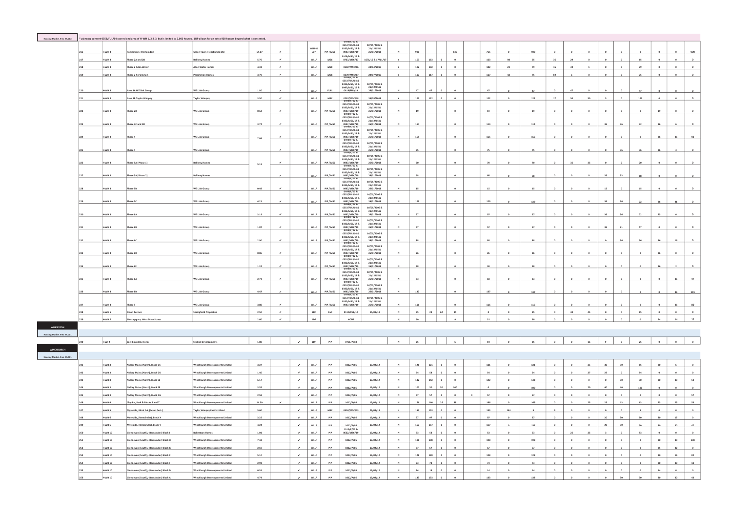**Housing Market Area WLCB2**

\* planning consent 0553/FUL/14 covers land area of H-WH 1, 2 & 3, but is limited to 2,000 houses. LDP allows for an extra 900 houses beyond what is consented.

| | | | | | | | | | | | | | | | | | | | | | | | | | | | | |
|---|---|---|---|---|---|---|---|---|---|---|---|---|---|---|---|---|---|---|---|---|---|---|---|---|---|---|---|---|
| 216 | H-WH 3 | Polkemmet, (Remainder) | Green Town (Heartlands) Ltd | 64.67 | ✓ | | WLLP & LDP | PiP / MSC | 0493/P/02 & 0553/FUL/14 & 0332/MSC/17 & 0997/MSC/19 | 10/05/2006 & 21/12/15 & 26/01/2018 | N | 900 | | | 135 | | 765 | 0 | 900 | 0 | 0 | 0 | 0 | 0 | 0 | 0 | 0 | 900 |
| 217 | H-WH 3 | Phase 2A and 2B | Bellway Homes | 5.70 | ✓ | | WLLP | MSC | 0109/MSC/16 & 0733/MSC/17 | 16/6/16 & 17/11/17 | Y | 163 | 163 | 0 | 0 | | 163 | 98 | 65 | 36 | 29 | 0 | 0 | 0 | 65 | 0 | 0 | 0 |
| 218 | H-WH 3 | Phase 2 Allan Water | Allan Water Homes | 4.33 | ✓ | | WLLP | MSC | 0502/MSC/16 | 24/04/2017 | Y | 102 | 102 | 0 | 0 | | 102 | 23 | 79 | 46 | 32 | 1 | 0 | 0 | 79 | 0 | 0 | 0 |
| 219 | H-WH 3 | Phase 2 Persimmon | Persimmon Homes | 3.70 | ✓ | | WLLP | MSC | 0370/MSC/17 | 20/07/2017 | Y | 117 | 117 | 0 | 0 | | 117 | 42 | 75 | 69 | 6 | 0 | 0 | 0 | 75 | 0 | 0 | 0 |
| 220 | H-WH 3 | Area 3A WE link Group | WE Link Group | 1.80 | ✓ | | WLLP | FULL | 0493/P/02 & 0553/FUL/14 & 0332/MSC/17 & 0997/MSC/19 & 0418/FUL/19 | 10/05/2006 & 21/12/15 & 26/01/2018 | N | 47 | 47 | 0 | 0 | | 47 | 0 | 47 | 0 | 47 | 0 | 0 | 0 | 47 | 0 | 0 | 0 |
| 221 | H-WH 3 | Area 3B Taylor Wimpey | Taylor Wimpey | 3.50 | ✓ | | WLLP | MSC | 0283/MSC/18 | 24/09/2018 | Y | 122 | 122 | 0 | 0 | | 122 | 0 | 122 | 17 | 50 | 50 | 5 | 0 | 122 | 0 | 0 | 0 |
| 222 | H-WH 3 | Phase 2D | WE Link Group | 0.62 | ✓ | | WLLP | PiP / MSC | 0493/P/02 & 0553/FUL/14 & 0332/MSC/17 & 0997/MSC/19 | 10/05/2006 & 21/12/15 & 26/01/2018 | N | 19 | | | 0 | | 19 | 0 | 19 | 0 | 0 | 0 | 0 | 0 | 0 | 19 | 0 | 0 |
| 223 | H-WH 3 | Phase 3C and 3D | WE Link Group | 3.74 | ✓ | | WLLP | PiP / MSC | 0493/P/02 & 0553/FUL/14 & 0332/MSC/17 & 0997/MSC/19 | 10/05/2006 & 21/12/15 & 26/01/2018 | N | 114 | | | 0 | | 114 | 0 | 114 | 0 | 0 | 0 | 36 | 36 | 72 | 36 | 6 | 0 |
| 224 | H-WH 3 | Phase 4 | WE Link Group | 7.09 | ✓ | | WLLP | PiP / MSC | 0493/P/02 & 0553/FUL/14 & 0332/MSC/17 & 0997/MSC/19 | 10/05/2006 & 21/12/15 & 26/01/2018 | N | 165 | | | 0 | | 165 | 0 | 165 | 0 | 0 | 0 | 0 | 0 | 0 | 36 | 36 | 93 |
| 225 | H-WH 3 | Phase 4 | WE Link Group | | ✓ | | WLLP | PiP / MSC | 0493/P/02 & 0553/FUL/14 & 0332/MSC/17 & 0997/MSC/19 | 10/05/2006 & 21/12/15 & 26/01/2018 | N | 75 | | | 0 | | 75 | 0 | 75 | 0 | 0 | 0 | 0 | 36 | 36 | 36 | 3 | 0 |
| 226 | H-WH 3 | Phase 5A (Phase 1) | Bellway Homes | 5.19 | ✓ | | WLLP | PiP / MSC | 0493/P/02 & 0553/FUL/14 & 0332/MSC/17 & 0997/MSC/19 | 10/05/2006 & 21/12/15 & 26/01/2018 | N | 70 | | | 0 | | 70 | 0 | 70 | 0 | 35 | 35 | 0 | 0 | 70 | 0 | 0 | 0 |
| 227 | H-WH 3 | Phase 5A (Phase 2) | Bellway Homes | | ✓ | | WLLP | PiP / MSC | 0493/P/02 & 0553/FUL/14 & 0332/MSC/17 & 0997/MSC/19 | 10/05/2006 & 21/12/15 & 26/01/2018 | N | 68 | | | 0 | | 68 | 0 | 68 | 0 | 0 | 0 | 35 | 33 | 68 | 0 | 0 | 0 |
| 228 | H-WH 3 | Phase 5B | WE Link Group | 0.49 | ✓ | | WLLP | PiP / MSC | 0493/P/02 & 0553/FUL/14 & 0332/MSC/17 & 0997/MSC/19 | 10/05/2006 & 21/12/15 & 26/01/2018 | N | 15 | | | 0 | | 15 | 0 | 15 | 0 | 0 | 0 | 15 | 0 | 15 | 0 | 0 | 0 |
| 229 | H-WH 3 | Phase 5C | WE Link Group | 4.21 | ✓ | | WLLP | PiP / MSC | 0493/P/02 & 0553/FUL/14 & 0332/MSC/17 & 0997/MSC/19 | 10/05/2006 & 21/12/15 & 26/01/2018 | N | 129 | | | 0 | | 129 | 0 | 129 | 0 | 0 | 0 | 36 | 36 | 72 | 36 | 21 | 0 |
| 230 | H-WH 3 | Phase 6A | WE Link Group | 3.19 | ✓ | | WLLP | PiP / MSC | 0493/P/02 & 0553/FUL/14 & 0332/MSC/17 & 0997/MSC/19 | 10/05/2006 & 21/12/15 & 26/01/2018 | N | 97 | | | 0 | | 97 | 0 | 97 | 0 | 0 | 0 | 36 | 36 | 72 | 25 | 0 | 0 |
| 231 | H-WH 3 | Phase 6B | WE Link Group | 1.87 | ✓ | | WLLP | PiP / MSC | 0493/P/02 & 0553/FUL/14 & 0332/MSC/17 & 0997/MSC/19 | 10/05/2006 & 21/12/15 & 26/01/2018 | N | 57 | | | 0 | | 57 | 0 | 57 | 0 | 0 | 0 | 36 | 21 | 57 | 0 | 0 | 0 |
| 232 | H-WH 3 | Phase 6C | WE Link Group | 2.90 | ✓ | | WLLP | PiP / MSC | 0493/P/02 & 0553/FUL/14 & 0332/MSC/17 & 0997/MSC/19 | 10/05/2006 & 21/12/15 & 26/01/2018 | N | 88 | | | 0 | | 88 | 0 | 88 | 0 | 0 | 0 | 0 | 36 | 36 | 36 | 16 | 0 |
| 233 | H-WH 3 | Phase 6D | WE Link Group | 0.86 | ✓ | | WLLP | PiP / MSC | 0493/P/02 & 0553/FUL/14 & 0332/MSC/17 & 0997/MSC/19 | 10/05/2006 & 21/12/15 & 26/01/2018 | N | 26 | | | 0 | | 26 | 0 | 26 | 0 | 0 | 0 | 0 | 0 | 0 | 26 | 0 | 0 |
| 234 | H-WH 3 | Phase 6E | WE Link Group | 1.24 | ✓ | | WLLP | PiP / MSC | 0493/P/02 & 0553/FUL/14 & 0332/MSC/17 & 0997/MSC/19 | 10/05/2006 & 21/12/15 & 26/01/2018 | N | 38 | | | 0 | | 38 | 0 | 38 | 0 | 0 | 0 | 0 | 0 | 0 | 36 | 2 | 0 |
| 235 | H-WH 3 | Phase 8A | WE Link Group | 2.73 | ✓ | | WLLP | PiP / MSC | 0493/P/02 & 0553/FUL/14 & 0332/MSC/17 & 0997/MSC/19 | 10/05/2006 & 21/12/15 & 26/01/2018 | N | 83 | | | 0 | | 83 | 0 | 83 | 0 | 0 | 0 | 0 | 0 | 0 | 0 | 36 | 47 |
| 236 | H-WH 3 | Phase 8B | WE Link Group | 4.47 | ✓ | | WLLP | PiP / MSC | 0493/P/02 & 0553/FUL/14 & 0332/MSC/17 & 0997/MSC/19 | 10/05/2006 & 21/12/15 & 26/01/2018 | N | 137 | | | 0 | | 137 | 0 | 137 | 0 | 0 | 0 | 0 | 0 | 0 | 0 | 36 | 101 |
| 237 | H-WH 3 | Phase 9 | WE Link Group | 3.80 | ✓ | | WLLP | PiP / MSC | 0493/P/02 & 0553/FUL/14 & 0332/MSC/17 & 0997/MSC/19 | 10/05/2006 & 21/12/15 & 26/01/2018 | N | 116 | | | 0 | | 116 | 0 | 116 | 0 | 0 | 0 | 0 | 0 | 0 | 0 | 36 | 80 |
| 238 | H-WH 5 | Dixon Terrace | Springfield Properties | 2.50 | ✓ | | LDP | Full | 0110/FUL/17 | 14/03/18 | N | 85 | 23 | 62 | 85 | | 0 | 0 | 95 | 0 | 40 | 45 | 0 | 0 | 85 | 0 | 0 | 0 |
| 239 | H-WH 7 | Murraysgate, West Main Street | | 2.60 | ✓ | | LDP | | NONE | | N | 60 | | | 9 | | 51 | 0 | 60 | 0 | 0 | 0 | 0 | 0 | 0 | 24 | 24 | 12 |

**WILKIESTON**

**Housing Market Area WLCB1**

| | | | | | | | | | | | | | | | | | | | | | | | | | | | | |
|---|---|---|---|---|---|---|---|---|---|---|---|---|---|---|---|---|---|---|---|---|---|---|---|---|---|---|---|---|
| 240 | H-Wi 2 | East Coxydene Farm | Stirling Developments | 1.80 | | ✓ | LDP | PiP | 0761/P/18 | | N | 25 | | | 6 | | 19 | 0 | 25 | 0 | 0 | 16 | 9 | 0 | 25 | 0 | 0 | 0 |

**WINCHBURGH**

**Housing Market Area WLCB1**

| | | | | | | | | | | | | | | | | | | | | | | | | | | | | |
|---|---|---|---|---|---|---|---|---|---|---|---|---|---|---|---|---|---|---|---|---|---|---|---|---|---|---|---|---|
| 241 | H-WB 3 | Niddry Mains (North), Block CC | Winchburgh Developments Limited | 3.27 | | ✓ | WLLP | PiP | 1012/P/05 | 17/04/12 | N | 121 | 121 | 0 | 0 | | 121 | 0 | 121 | 0 | 0 | 25 | 30 | 30 | 85 | 30 | 6 | 0 |
| 242 | H-WB 3 | Niddry Mains (North), Block DD | Winchburgh Developments Limited | 1.46 | | ✓ | WLLP | PiP | 1012/P/05 | 17/04/12 | N | 54 | 54 | 0 | 0 | | 54 | 0 | 54 | 0 | 0 | 27 | 27 | 0 | 54 | 0 | 0 | 0 |
| 243 | H-WB 3 | Niddry Mains (North), Block EE | Winchburgh Developments Limited | 6.17 | | ✓ | WLLP | PiP | 1012/P/05 | 17/04/12 | N | 142 | 142 | 0 | 0 | | 142 | 0 | 142 | 0 | 0 | 0 | 0 | 30 | 30 | 30 | 30 | 52 |
| 244 | H-WB 3 | Niddry Mains (North), Block FF | Winchburgh Developments Limited | 3.52 | | ✓ | WLLP | PiP | 1012/P/05 | 17/04/12 | N | 100 | 50 | 50 | 100 | | 0 | 0 | 100 | 0 | 0 | 20 | 40 | 40 | 100 | 0 | 0 | 0 |
| 245 | H-WB 3 | Niddry Mains (North), Block GG | Winchburgh Developments Limited | 2.58 | | ✓ | WLLP | PiP | 1012/P/05 | 17/04/12 | N | 57 | 57 | 0 | 0 | 0 | 57 | 0 | 57 | 0 | 0 | 0 | 0 | 0 | 0 | 0 | 0 | 57 |
| 246 | H-WB 4 | Clay Pit, Park & Blocks S and T | Winchburgh Developments Limited | 14.50 | ✓ | | WLLP | PiP | 1012/P/05 | 17/04/12 | N | 166 | 140 | 26 | 88 | | 166 | 0 | 166 | 0 | 0 | 25 | 25 | 13 | 63 | 25 | 25 | 53 |
| 247 | H-WB 5 | Myreside, Block AA, (Seton Park) | Taylor Wimpey East Scotland | 5.60 | | ✓ | WLLP | MSC | 0426/MSC/13 | 23/08/13 | Y | 153 | 153 | 0 | 0 | | 153 | 144 | 9 | 9 | 0 | 0 | 0 | 0 | 9 | 0 | 0 | 0 |
| 248 | H-WB 6 | Myreside, (Remainder), Block X | Winchburgh Developments Limited | 3.25 | | ✓ | WLLP | PiP | 1012/P/05 | 17/04/12 | N | 97 | 97 | 0 | 0 | | 97 | 0 | 97 | 0 | 0 | 0 | 20 | 30 | 50 | 30 | 17 | 0 |
| 249 | H-WB 6 | Myreside, (Remainder), Block Y | Winchburgh Developments Limited | 4.24 | | ✓ | WLLP | PiP | 1012/P/05 | 17/04/12 | N | 157 | 157 | 0 | 0 | | 157 | 0 | 157 | 0 | 0 | 0 | 20 | 30 | 50 | 30 | 30 | 47 |
| 250 | H-WB 10 | Glendevon (South), (Remainder) Block J | Robertson Homes | 1.01 | | ✓ | WLLP | PiP | 1012/P/05 & 0662/MSC/19 | 17/04/12 | N | 53 | 53 | 0 | 0 | | 53 | 0 | 53 | 0 | 25 | 25 | 3 | 0 | 53 | 0 | 0 | 0 |
| 251 | H-WB 10 | Glendevon (South), (Remainder) Block H | Winchburgh Developments Limited | 7.43 | | ✓ | WLLP | PiP | 1012/P/05 | 17/04/12 | N | 198 | 198 | 0 | 0 | | 198 | 0 | 198 | 0 | 0 | 0 | 0 | 0 | 0 | 30 | 30 | 138 |
| 252 | H-WB 10 | Glendevon (South), (Remainder) Block G | Winchburgh Developments Limited | 2.69 | | ✓ | WLLP | PiP | 1012/P/05 | 17/04/12 | N | 67 | 67 | 0 | 0 | | 67 | 0 | 67 | 0 | 0 | 0 | 0 | 0 | 0 | 35 | 32 | 0 |
| 253 | H-WB 10 | Glendevon (South), (Remainder) Block C | Winchburgh Developments Limited | 5.10 | | ✓ | WLLP | PiP | 1012/P/05 | 17/04/12 | N | 128 | 128 | 0 | 0 | | 128 | 0 | 128 | 0 | 0 | 0 | 0 | 0 | 0 | 30 | 16 | 82 |
| 254 | H-WB 10 | Glendevon (South), (Remainder) Block I | Winchburgh Developments Limited | 2.93 | | ✓ | WLLP | PiP | 1012/P/05 | 17/04/12 | N | 73 | 73 | 0 | 0 | | 73 | 0 | 73 | 0 | 0 | 0 | 0 | 0 | 0 | 30 | 30 | 13 |
| 255 | H-WB 10 | Glendevon (South), (Remainder) Block D | Winchburgh Developments Limited | 0.51 | | ✓ | WLLP | PiP | 1012/P/05 | 17/04/12 | N | 14 | 14 | 0 | 0 | | 14 | 0 | 14 | 0 | 0 | 0 | 0 | 0 | 0 | 14 | 0 | 0 |
| 256 | H-WB 10 | Glendevon (South), (Remainder) Block A | Winchburgh Developments Limited | 4.74 | | ✓ | WLLP | PiP | 1012/P/05 | 17/04/12 | N | 133 | 133 | 0 | 0 | | 133 | 0 | 133 | 0 | 0 | 0 | 0 | 30 | 30 | 30 | 30 | 43 |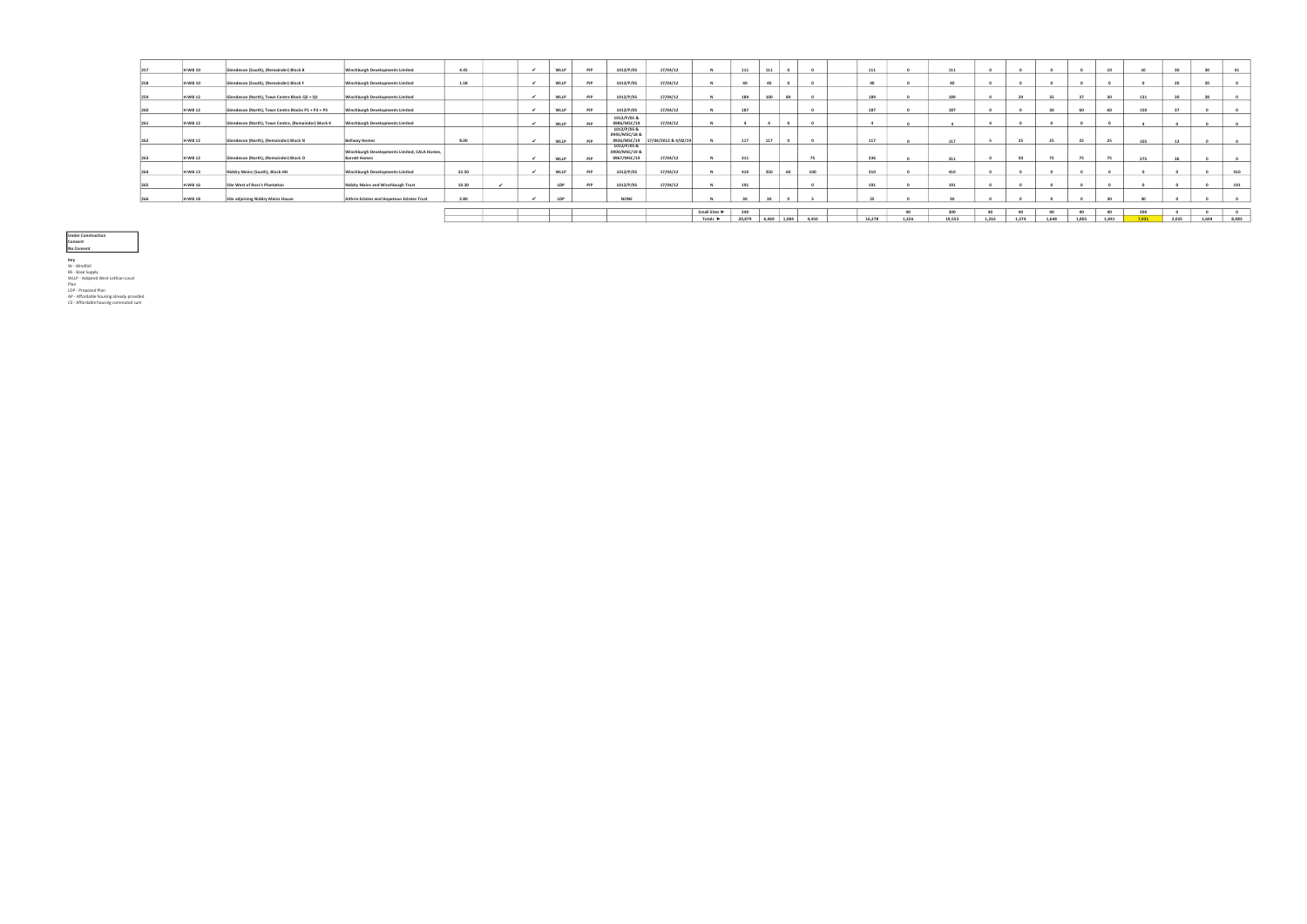| | | | | | | | | | | | | | | | | | | | | | | | | | | | | |
|---|---|---|---|---|---|---|---|---|---|---|---|---|---|---|---|---|---|---|---|---|---|---|---|---|---|---|---|---|
| 257 | H-WB 10 | Glendevon (South), (Remainder) Block B | Winchburgh Developments Limited | 4.45 | | ✓ | WLLP | PPP | 1012/P/05 | 17/04/12 | N | 111 | 111 | 0 | 0 | | 111 | 0 | 111 | 0 | 0 | 0 | 0 | 10 | 10 | 30 | 30 | 41 |
| 258 | H-WB 10 | Glendevon (South), (Remainder) Block F | Winchburgh Developments Limited | 1.50 | | ✓ | WLLP | PPP | 1012/P/05 | 17/04/12 | N | 40 | 40 | 0 | 0 | | 40 | 0 | 40 | 0 | 0 | 0 | 0 | 0 | 0 | 20 | 20 | 0 |
| 259 | H-WB 12 | Glendevon (North), Town Centre Block Q2 + Q1 | Winchburgh Developments Limited | | | ✓ | WLLP | PPP | 1012/P/05 | 17/04/12 | N | 189 | 100 | 89 | 0 | | 189 | 0 | 189 | 0 | 29 | 35 | 37 | 30 | 131 | 30 | 28 | 0 |
| 260 | H-WB 12 | Glendevon (North), Town Centre Blocks P1 + P2 + P3 | Winchburgh Developments Limited | | | ✓ | WLLP | PPP | 1012/P/05 | 17/04/12 | N | 187 | | | 0 | | 187 | 0 | 187 | 0 | 0 | 30 | 60 | 60 | 150 | 37 | 0 | 0 |
| 261 | H-WB 12 | Glendevon (North), Town Centre, (Remainder) Block K | Winchburgh Developments Limited | | | ✓ | WLLP | PPP | 1012/P/05 & 0986/MSC/19 | 17/04/12 | N | 4 | 4 | 0 | 0 | | 4 | 0 | 4 | 4 | 0 | 0 | 0 | 0 | 4 | 0 | 0 | 0 |
| 262 | H-WB 12 | Glendevon (North), (Remainder) Block N | Bellway Homes | 8.00 | | ✓ | WLLP | PPP | 1012/P/05 & 0945/MSC/18 & 0926/MSC/19 | 17/04/2012 & 4/02/19 | N | 117 | 117 | 0 | 0 | | 117 | 0 | 117 | 5 | 25 | 25 | 25 | 25 | 105 | 12 | 0 | 0 |
| 263 | H-WB 12 | Glendevon (North), (Remainder) Block O | Winchburgh Developments Limited, CALA Homes, Barratt Homes | | | ✓ | WLLP | PPP | 1012/P/05 & 0900/MSC/19 & 0967/MSC/19 | 17/04/12 | N | 311 | | | 75 | | 236 | 0 | 311 | 0 | 50 | 75 | 75 | 75 | 275 | 36 | 0 | 0 |
| 264 | H-WB 13 | Niddry Mains (South), Block HH | Winchburgh Developments Limited | 32.50 | | ✓ | WLLP | PPP | 1012/P/05 | 17/04/12 | N | 410 | 350 | 60 | 100 | | 310 | 0 | 410 | 0 | 0 | 0 | 0 | 0 | 0 | 0 | 0 | 410 |
| 265 | H-WB 16 | Site West of Ross's Plantation | Niddry Mains and Winchburgh Trust | 10.30 | ✓ | | LDP | PPP | 1012/P/05 | 17/04/12 | N | 191 | | | 0 | | 191 | 0 | 191 | 0 | 0 | 0 | 0 | 0 | 0 | 0 | 0 | 191 |
| 266 | H-WB 18 | Site adjoining Niddry Mains House | Ashfree Estates and Hopetoun Estates Trust | 2.80 | | ✓ | LDP | | NONE | | N | 30 | 30 | 0 | 5 | | 25 | 0 | 30 | 0 | 0 | 0 | 0 | 30 | 30 | 0 | 0 | 0 |
| | | | | | | | | | | | Small Sites ► | 240 | | | | | | 40 | 200 | 40 | 40 | 40 | 40 | 40 | 200 | 0 | 0 | 0 |
| | | | | | | | | | | | Totals ► | 20,879 | 6,469 | 1,084 | 4,450 | | 16,278 | 1,326 | 19,553 | 1,263 | 1,374 | 1,648 | 1,805 | 1,841 | 7,931 | 2,035 | 1,604 | 3,983 |

| |
|---|
| Under Construction |
| Consent |
| No Consent |

**Key**

W - Windfall
BS - Base Supply
WLLP - Adopted West Lothian Local Plan
LDP - Proposed Plan
AP - Affordable housing already provided
CS - Affordable housing commuted sum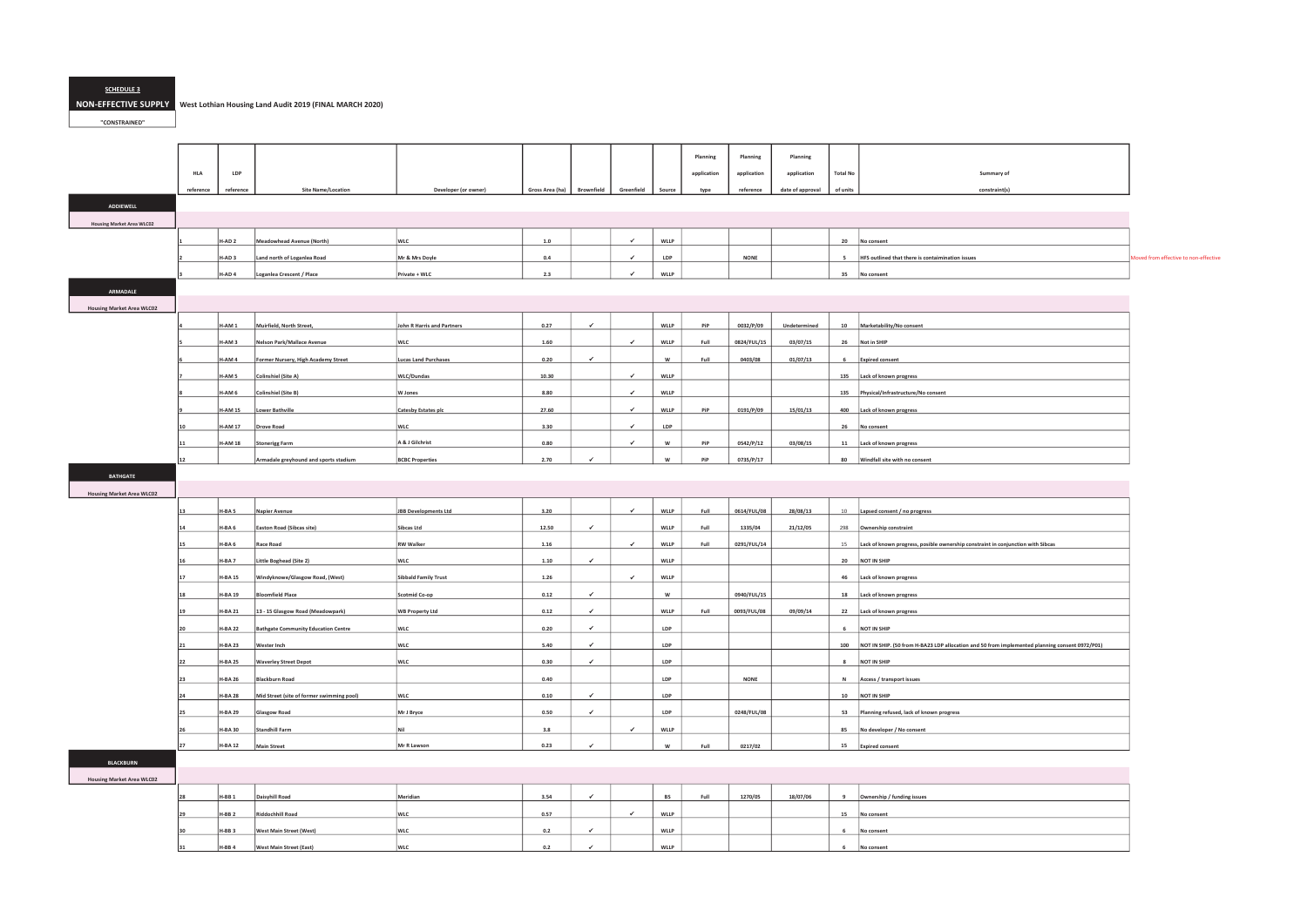**SCHEDULE 3**

**NON-EFFECTIVE SUPPLY** **West Lothian Housing Land Audit 2019 (FINAL MARCH 2020)**

**"CONSTRAINED"**

| HLA reference | LDP reference | Site Name/Location | Developer (or owner) | Gross Area (ha) | Brownfield | Greenfield | Source | Planning application type | Planning application reference | Planning application date of approval | Total No of units | Summary of constraint(s) | |
|---|---|---|---|---|---|---|---|---|---|---|---|---|---|
| **ADDIEWELL** | | | | | | | | | | | | | |
| **Housing Market Area WLC02** | | | | | | | | | | | | | |
| 1 | H-AD 2 | Meadowhead Avenue (North) | WLC | 1.0 | | ✓ | WLLP | | | | 20 | No consent | |
| 2 | H-AD 3 | Land north of Loganlea Road | Mr & Mrs Doyle | 0.4 | | ✓ | LDP | | NONE | | 5 | HFS outlined that there is contaimination issues | Moved from effective to non-effective |
| 3 | H-AD 4 | Loganlea Crescent / Place | Private + WLC | 2.3 | | ✓ | WLLP | | | | 35 | No consent | |
| **ARMADALE** | | | | | | | | | | | | | |
| **Housing Market Area WLC02** | | | | | | | | | | | | | |
| 4 | H-AM 1 | Muirfield, North Street, | John R Harris and Partners | 0.27 | ✓ | | WLLP | PiP | 0032/P/09 | Undetermined | 10 | Marketability/No consent | |
| 5 | H-AM 3 | Nelson Park/Mallace Avenue | WLC | 1.60 | | ✓ | WLLP | Full | 0824/FUL/15 | 03/07/15 | 26 | Not in SHIP | |
| 6 | H-AM 4 | Former Nursery, High Academy Street | Lucas Land Purchases | 0.20 | ✓ | | W | Full | 0403/08 | 01/07/13 | 6 | Expired consent | |
| 7 | H-AM 5 | Colinshiel (Site A) | WLC/Dundas | 10.30 | | ✓ | WLLP | | | | 135 | Lack of known progress | |
| 8 | H-AM 6 | Colinshiel (Site B) | W Jones | 8.80 | | ✓ | WLLP | | | | 135 | Physical/Infrastructure/No consent | |
| 9 | H-AM 15 | Lower Bathville | Catesby Estates plc | 27.60 | | ✓ | WLLP | PiP | 0191/P/09 | 15/01/13 | 400 | Lack of known progress | |
| 10 | H-AM 17 | Drove Road | WLC | 3.30 | | ✓ | LDP | | | | 26 | No consent | |
| 11 | H-AM 18 | Stonerigg Farm | A & J Gilchrist | 0.80 | | ✓ | W | PiP | 0542/P/12 | 03/08/15 | 11 | Lack of known progress | |
| 12 | | Armadale greyhound and sports stadium | BCBC Properties | 2.70 | ✓ | | W | PiP | 0735/P/17 | | 80 | Windfall site with no consent | |
| **BATHGATE** | | | | | | | | | | | | | |
| **Housing Market Area WLC02** | | | | | | | | | | | | | |
| 13 | H-BA 5 | Napier Avenue | JBB Developments Ltd | 3.20 | | ✓ | WLLP | Full | 0614/FUL/08 | 28/08/13 | 10 | Lapsed consent / no progress | |
| 14 | H-BA 6 | Easton Road (Sibcas site) | Sibcas Ltd | 12.50 | ✓ | | WLLP | Full | 1335/04 | 21/12/05 | 298 | Ownership constraint | |
| 15 | H-BA 6 | Race Road | RW Walker | 1.16 | | ✓ | WLLP | Full | 0291/FUL/14 | | 15 | Lack of known progress, posible ownership constraint in conjunction with Sibcas | |
| 16 | H-BA 7 | Little Boghead (Site 2) | WLC | 1.10 | ✓ | | WLLP | | | | 20 | NOT IN SHIP | |
| 17 | H-BA 15 | Windyknowe/Glasgow Road, (West) | Sibbald Family Trust | 1.26 | | ✓ | WLLP | | | | 46 | Lack of known progress | |
| 18 | H-BA 19 | Bloomfield Place | Scotmid Co-op | 0.12 | ✓ | | W | | 0940/FUL/15 | | 18 | Lack of known progress | |
| 19 | H-BA 21 | 13 - 15 Glasgow Road (Meadowpark) | WB Property Ltd | 0.12 | ✓ | | WLLP | Full | 0093/FUL/08 | 09/09/14 | 22 | Lack of known progress | |
| 20 | H-BA 22 | Bathgate Community Education Centre | WLC | 0.20 | ✓ | | LDP | | | | 6 | NOT IN SHIP | |
| 21 | H-BA 23 | Wester Inch | WLC | 5.40 | ✓ | | LDP | | | | 100 | NOT IN SHIP. (50 from H-BA23 LDP allocation and 50 from implemented planning consent 0972/P01) | |
| 22 | H-BA 25 | Waverley Street Depot | WLC | 0.30 | ✓ | | LDP | | | | 8 | NOT IN SHIP | |
| 23 | H-BA 26 | Blackburn Road | | 0.40 | | | LDP | | NONE | | N | Access / transport issues | |
| 24 | H-BA 28 | Mid Street (site of former swimming pool) | WLC | 0.10 | ✓ | | LDP | | | | 10 | NOT IN SHIP | |
| 25 | H-BA 29 | Glasgow Road | Mr J Bryce | 0.50 | ✓ | | LDP | | 0248/FUL/08 | | 53 | Planning refused, lack of known progress | |
| 26 | H-BA 30 | Standhill Farm | Nil | 3.8 | | ✓ | WLLP | | | | 85 | No developer / No consent | |
| 27 | H-BA 12 | Main Street | Mr R Lawson | 0.23 | ✓ | | W | Full | 0217/02 | | 15 | Expired consent | |
| **BLACKBURN** | | | | | | | | | | | | | |
| **Housing Market Area WLC02** | | | | | | | | | | | | | |
| 28 | H-BB 1 | Daisyhill Road | Meridian | 3.54 | ✓ | | BS | Full | 1270/05 | 18/07/06 | 9 | Ownership / funding issues | |
| 29 | H-BB 2 | Riddochhill Road | WLC | 0.57 | | ✓ | WLLP | | | | 15 | No consent | |
| 30 | H-BB 3 | West Main Street (West) | WLC | 0.2 | ✓ | | WLLP | | | | 6 | No consent | |
| 31 | H-BB 4 | West Main Street (East) | WLC | 0.2 | ✓ | | WLLP | | | | 6 | No consent | |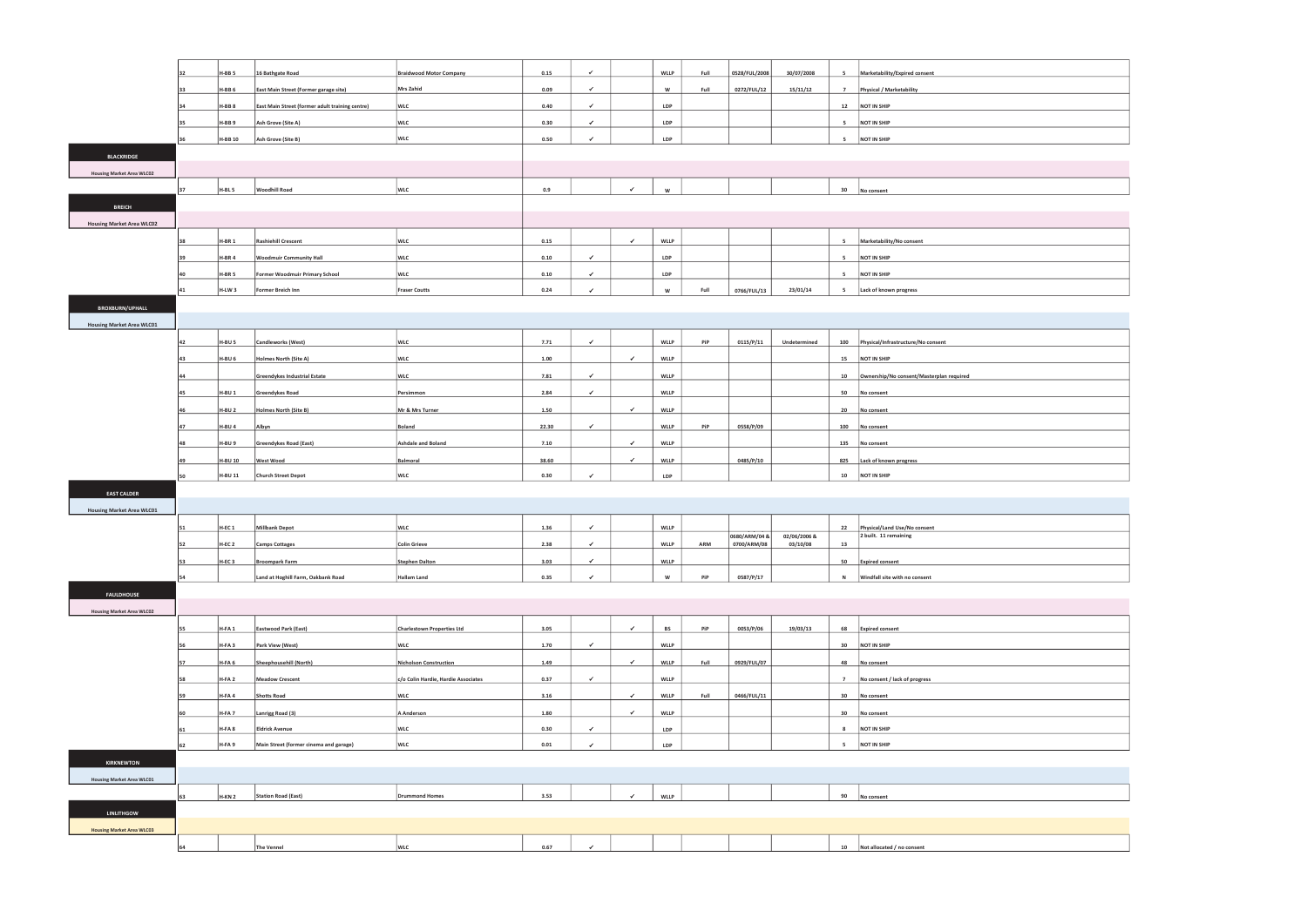| | | | | | | | | | | | | | |
|---|---|---|---|---|---|---|---|---|---|---|---|---|---|
| | 32 | H-BB 5 | 16 Bathgate Road | Braidwood Motor Company | 0.15 | ✓ | | WLLP | Full | 0528/FUL/2008 | 30/07/2008 | 5 | Marketability/Expired consent |
| | 33 | H-BB 6 | East Main Street (Former garage site) | Mrs Zahid | 0.09 | ✓ | | W | Full | 0272/FUL/12 | 15/11/12 | 7 | Physical / Marketability |
| | 34 | H-BB 8 | East Main Street (former adult training centre) | WLC | 0.40 | ✓ | | LDP | | | | 12 | NOT IN SHIP |
| | 35 | H-BB 9 | Ash Grove (Site A) | WLC | 0.30 | ✓ | | LDP | | | | 5 | NOT IN SHIP |
| | 36 | H-BB 10 | Ash Grove (Site B) | WLC | 0.50 | ✓ | | LDP | | | | 5 | NOT IN SHIP |
| **BLACKRIDGE** | | | | | | | | | | | | | |
| Housing Market Area WLC02 | | | | | | | | | | | | | |
| | 37 | H-BL 5 | Woodhill Road | WLC | 0.9 | | ✓ | W | | | | 30 | No consent |
| **BREICH** | | | | | | | | | | | | | |
| Housing Market Area WLC02 | | | | | | | | | | | | | |
| | 38 | H-BR 1 | Rashiehill Crescent | WLC | 0.15 | | ✓ | WLLP | | | | 5 | Marketability/No consent |
| | 39 | H-BR 4 | Woodmuir Community Hall | WLC | 0.10 | ✓ | | LDP | | | | 5 | NOT IN SHIP |
| | 40 | H-BR 5 | Former Woodmuir Primary School | WLC | 0.10 | ✓ | | LDP | | | | 5 | NOT IN SHIP |
| | 41 | H-LW 3 | Former Breich Inn | Fraser Coutts | 0.24 | ✓ | | W | Full | 0766/FUL/13 | 23/01/14 | 5 | Lack of known progress |
| **BROXBURN/UPHALL** | | | | | | | | | | | | | |
| Housing Market Area WLC01 | | | | | | | | | | | | | |
| | 42 | H-BU 5 | Candleworks (West) | WLC | 7.71 | ✓ | | WLLP | PiP | 0115/P/11 | Undetermined | 100 | Physical/Infrastructure/No consent |
| | 43 | H-BU 6 | Holmes North (Site A) | WLC | 1.00 | | ✓ | WLLP | | | | 15 | NOT IN SHIP |
| | 44 | | Greendykes Industrial Estate | WLC | 7.81 | ✓ | | WLLP | | | | 10 | Ownership/No consent/Masterplan required |
| | 45 | H-BU 1 | Greendykes Road | Persimmon | 2.84 | ✓ | | WLLP | | | | 50 | No consent |
| | 46 | H-BU 2 | Holmes North (Site B) | Mr & Mrs Turner | 1.50 | | ✓ | WLLP | | | | 20 | No consent |
| | 47 | H-BU 4 | Albyn | Boland | 22.30 | ✓ | | WLLP | PiP | 0558/P/09 | | 100 | No consent |
| | 48 | H-BU 9 | Greendykes Road (East) | Ashdale and Boland | 7.10 | | ✓ | WLLP | | | | 135 | No consent |
| | 49 | H-BU 10 | West Wood | Balmoral | 38.60 | | ✓ | WLLP | | 0485/P/10 | | 825 | Lack of known progress |
| | 50 | H-BU 11 | Church Street Depot | WLC | 0.30 | ✓ | | LDP | | | | 10 | NOT IN SHIP |
| **EAST CALDER** | | | | | | | | | | | | | |
| Housing Market Area WLC01 | | | | | | | | | | | | | |
| | 51 | H-EC 1 | Millbank Depot | WLC | 1.36 | ✓ | | WLLP | | | | 22 | Physical/Land Use/No consent |
| | 52 | H-EC 2 | Camps Cottages | Colin Grieve | 2.38 | ✓ | | WLLP | ARM | 0680/ARM/04 & 0700/ARM/08 | 02/06/2006 & 03/10/08 | 13 | 2 built. 11 remaining |
| | 53 | H-EC 3 | Broompark Farm | Stephen Dalton | 3.03 | ✓ | | WLLP | | | | 50 | Expired consent |
| | 54 | | Land at Hoghill Farm, Oakbank Road | Hallam Land | 0.35 | ✓ | | W | PiP | 0587/P/17 | | N | Windfall site with no consent |
| **FAULDHOUSE** | | | | | | | | | | | | | |
| Housing Market Area WLC02 | | | | | | | | | | | | | |
| | 55 | H-FA 1 | Eastwood Park (East) | Charlestown Properties Ltd | 3.05 | | ✓ | BS | PiP | 0053/P/06 | 19/03/13 | 68 | Expired consent |
| | 56 | H-FA 3 | Park View (West) | WLC | 1.70 | ✓ | | WLLP | | | | 30 | NOT IN SHIP |
| | 57 | H-FA 6 | Sheephousehill (North) | Nicholson Construction | 1.49 | | ✓ | WLLP | Full | 0929/FUL/07 | | 48 | No consent |
| | 58 | H-FA 2 | Meadow Crescent | c/o Colin Hardie, Hardie Associates | 0.37 | ✓ | | WLLP | | | | 7 | No consent / lack of progress |
| | 59 | H-FA 4 | Shotts Road | WLC | 3.16 | | ✓ | WLLP | Full | 0466/FUL/11 | | 30 | No consent |
| | 60 | H-FA 7 | Lanrigg Road (3) | A Anderson | 1.80 | | ✓ | WLLP | | | | 30 | No consent |
| | 61 | H-FA 8 | Eldrick Avenue | WLC | 0.30 | ✓ | | LDP | | | | 8 | NOT IN SHIP |
| | 62 | H-FA 9 | Main Street (former cinema and garage) | WLC | 0.01 | ✓ | | LDP | | | | 5 | NOT IN SHIP |
| **KIRKNEWTON** | | | | | | | | | | | | | |
| Housing Market Area WLC01 | | | | | | | | | | | | | |
| | 63 | H-KN 2 | Station Road (East) | Drummond Homes | 3.53 | | ✓ | WLLP | | | | 90 | No consent |
| **LINLITHGOW** | | | | | | | | | | | | | |
| Housing Market Area WLC03 | | | | | | | | | | | | | |
| | 64 | | The Vennel | WLC | 0.67 | ✓ | | | | | | 10 | Not allocated / no consent |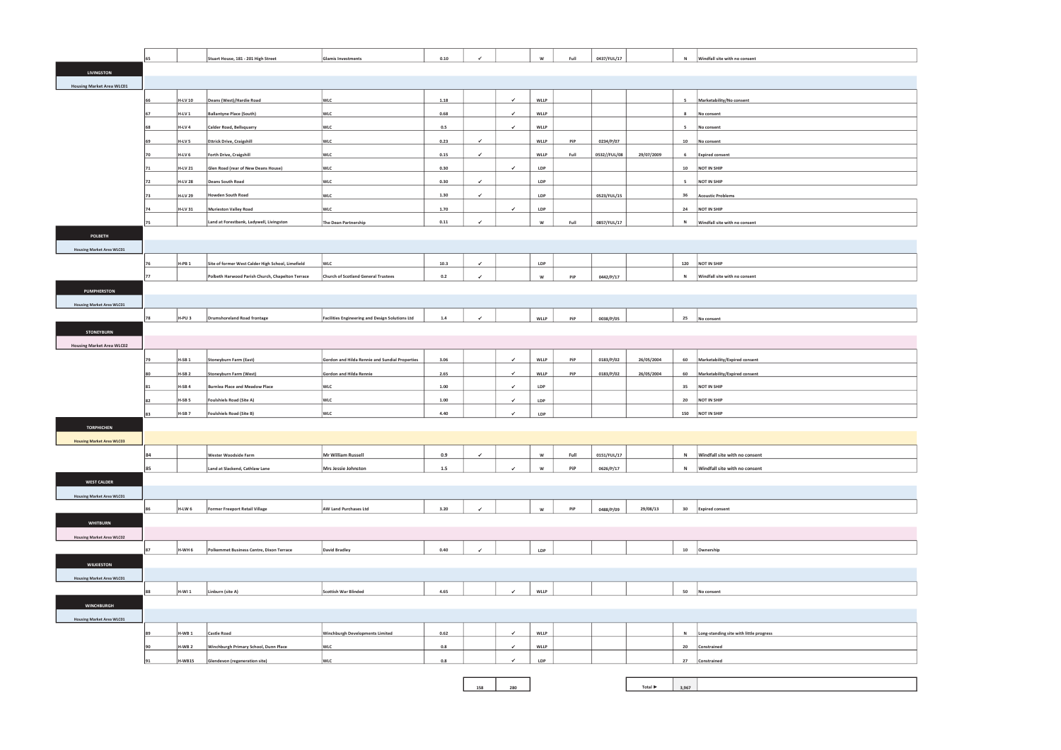| | | | | | | | | | | | | | |
|---|---|---|---|---|---|---|---|---|---|---|---|---|---|
| | 65 | | Stuart House, 181 - 201 High Street | Glamis Investments | 0.10 | ✓ | | W | Full | 0437/FUL/17 | | N | Windfall site with no consent |
| **LIVINGSTON** | | | | | | | | | | | | | |
| Housing Market Area WLC01 | | | | | | | | | | | | | |
| | 66 | H-LV 10 | Deans (West)/Hardie Road | WLC | 1.18 | | ✓ | WLLP | | | | 5 | Marketability/No consent |
| | 67 | H-LV 1 | Ballantyne Place (South) | WLC | 0.68 | | ✓ | WLLP | | | | 8 | No consent |
| | 68 | H-LV 4 | Calder Road, Bellsquarry | WLC | 0.5 | | ✓ | WLLP | | | | 5 | No consent |
| | 69 | H-LV 5 | Ettrick Drive, Craigshill | WLC | 0.23 | ✓ | | WLLP | PiP | 0234/P/07 | | 10 | No consent |
| | 70 | H-LV 6 | Forth Drive, Craigshill | WLC | 0.15 | ✓ | | WLLP | Full | 0532//FUL/08 | 29/07/2009 | 6 | Expired consent |
| | 71 | H-LV 21 | Glen Road (rear of New Deans House) | WLC | 0.30 | | ✓ | LDP | | | | 10 | NOT IN SHIP |
| | 72 | H-LV 28 | Deans South Road | WLC | 0.30 | ✓ | | LDP | | | | 5 | NOT IN SHIP |
| | 73 | H-LV 29 | Howden South Road | WLC | 1.30 | ✓ | | LDP | | 0523/FUL/15 | | 36 | Acoustic Problems |
| | 74 | H-LV 31 | Murieston Valley Road | WLC | 1.70 | | ✓ | LDP | | | | 24 | NOT IN SHIP |
| | 75 | | Land at Forestbank, Ladywell, Livingston | The Dean Partnership | 0.11 | ✓ | | W | Full | 0857/FUL/17 | | N | Windfall site with no consent |
| **POLBETH** | | | | | | | | | | | | | |
| Housing Market Area WLC01 | | | | | | | | | | | | | |
| | 76 | H-PB 1 | Site of former West Calder High School, Limefield | WLC | 10.3 | ✓ | | LDP | | | | 120 | NOT IN SHIP |
| | 77 | | Polbeth Harwood Parish Church, Chapelton Terrace | Church of Scotland General Trustees | 0.2 | ✓ | | W | PiP | 0442/P/17 | | N | Windfall site with no consent |
| **PUMPHERSTON** | | | | | | | | | | | | | |
| Housing Market Area WLC01 | | | | | | | | | | | | | |
| | 78 | H-PU 3 | Drumshoreland Road frontage | Facilities Engineering and Design Solutions Ltd | 1.4 | ✓ | | WLLP | PiP | 0038/P/05 | | 25 | No consent |
| **STONEYBURN** | | | | | | | | | | | | | |
| Housing Market Area WLC02 | | | | | | | | | | | | | |
| | 79 | H-SB 1 | Stoneyburn Farm (East) | Gordon and Hilda Rennie and Sundial Properties | 3.06 | | ✓ | WLLP | PiP | 0183/P/02 | 26/05/2004 | 60 | Marketability/Expired consent |
| | 80 | H-SB 2 | Stoneyburn Farm (West) | Gordon and Hilda Rennie | 2.65 | | ✓ | WLLP | PiP | 0183/P/02 | 26/05/2004 | 60 | Marketability/Expired consent |
| | 81 | H-SB 4 | Burnlea Place and Meadow Place | WLC | 1.00 | | ✓ | LDP | | | | 35 | NOT IN SHIP |
| | 82 | H-SB 5 | Foulshiels Road (Site A) | WLC | 1.00 | | ✓ | LDP | | | | 20 | NOT IN SHIP |
| | 83 | H-SB 7 | Foulshiels Road (Site B) | WLC | 4.40 | | ✓ | LDP | | | | 150 | NOT IN SHIP |
| **TORPHICHEN** | | | | | | | | | | | | | |
| Housing Market Area WLC03 | | | | | | | | | | | | | |
| | 84 | | Wester Woodside Farm | Mr William Russell | 0.9 | ✓ | | W | Full | 0151/FUL/17 | | N | Windfall site with no consent |
| | 85 | | Land at Slackend, Cathlaw Lane | Mrs Jessie Johnston | 1.5 | | ✓ | W | PiP | 0626/P/17 | | N | Windfall site with no consent |
| **WEST CALDER** | | | | | | | | | | | | | |
| Housing Market Area WLC01 | | | | | | | | | | | | | |
| | 86 | H-LW 6 | Former Freeport Retail Village | AW Land Purchases Ltd | 3.20 | ✓ | | W | PiP | 0488/P/09 | 29/08/13 | 30 | Expired consent |
| **WHITBURN** | | | | | | | | | | | | | |
| Housing Market Area WLC02 | | | | | | | | | | | | | |
| | 87 | H-WH 6 | Polkemmet Business Centre, Dixon Terrace | David Bradley | 0.40 | ✓ | | LDP | | | | 10 | Ownership |
| **WILKIESTON** | | | | | | | | | | | | | |
| Housing Market Area WLC01 | | | | | | | | | | | | | |
| | 88 | H-WI 1 | Linburn (site A) | Scottish War Blinded | 4.65 | | ✓ | WLLP | | | | 50 | No consent |
| **WINCHBURGH** | | | | | | | | | | | | | |
| Housing Market Area WLC01 | | | | | | | | | | | | | |
| | 89 | H-WB 1 | Castle Road | Winchburgh Developments Limited | 0.62 | | ✓ | WLLP | | | | N | Long-standing site with little progress |
| | 90 | H-WB 2 | Winchburgh Primary School, Dunn Place | WLC | 0.8 | | ✓ | WLLP | | | | 20 | Constrained |
| | 91 | H-WB15 | Glendevon (regeneration site) | WLC | 0.8 | | ✓ | LDP | | | | 27 | Constrained |
| | | | | | | 158 | 280 | | | | Total ► | 3,967 | |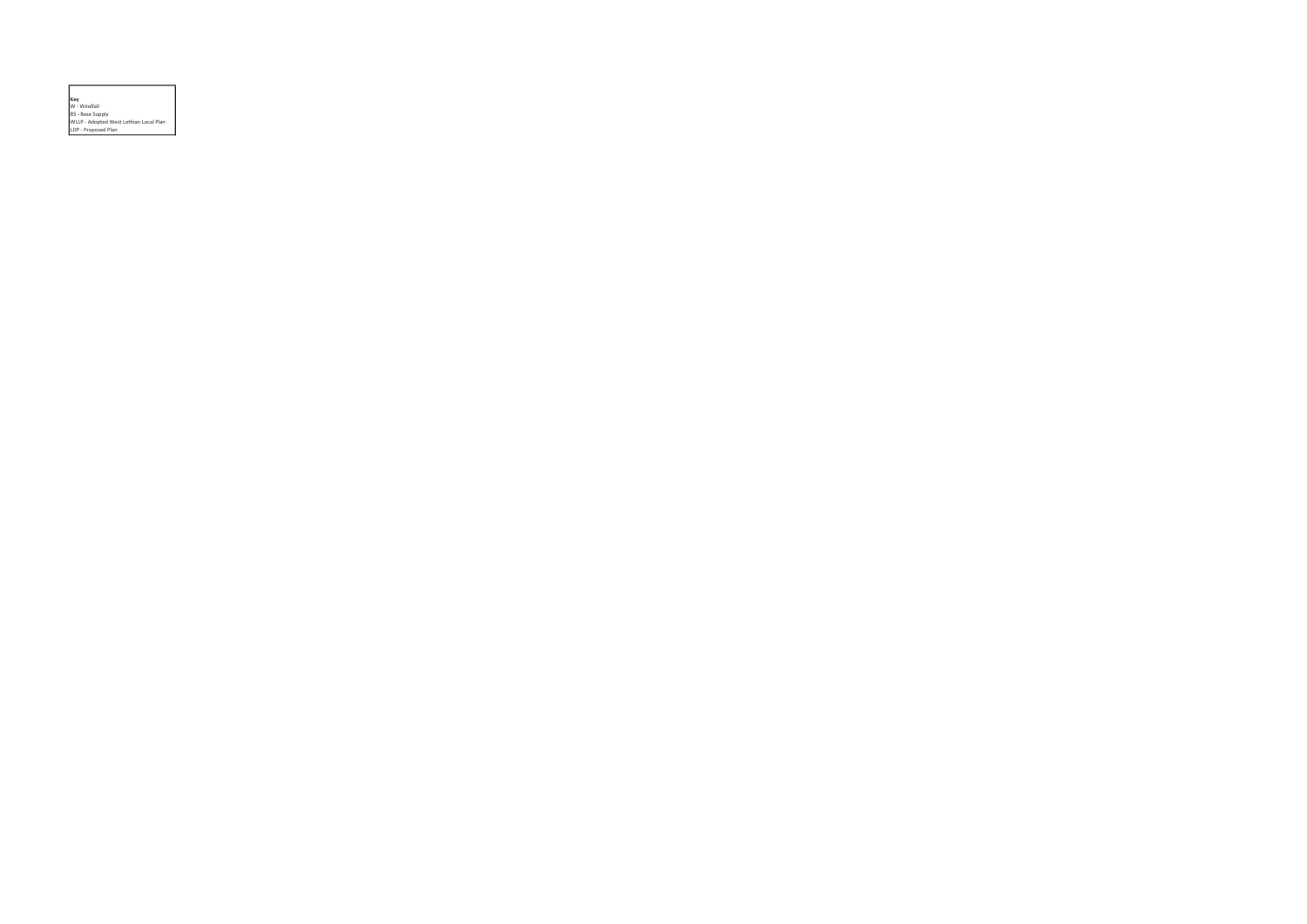**Key**
W - Windfall
BS - Base Supply
WLLP - Adopted West Lothian Local Plan
LDP - Proposed Plan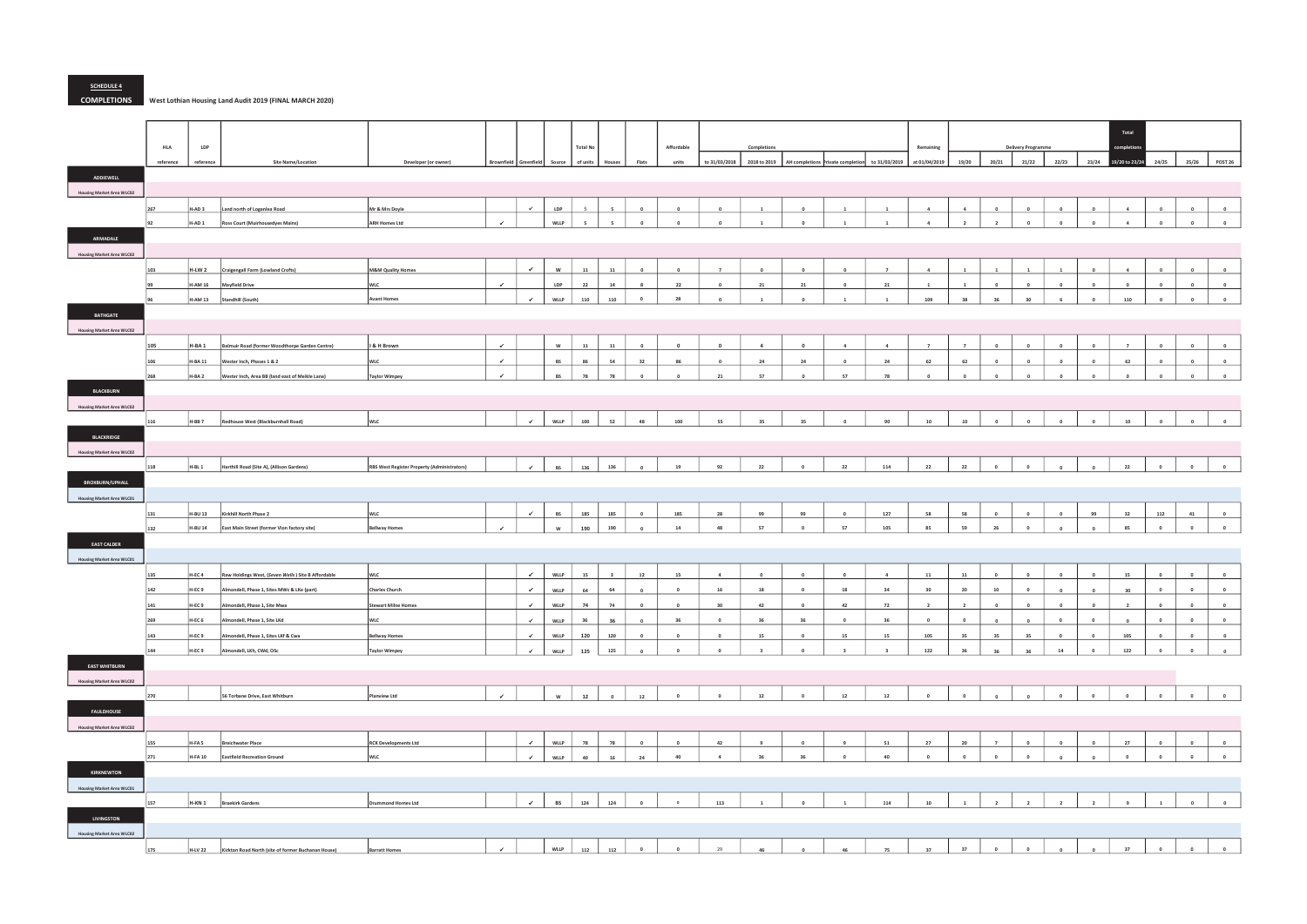**SCHEDULE 4**

**COMPLETIONS** West Lothian Housing Land Audit 2019 (FINAL MARCH 2020)

| | HLA | LDP | | | | | | Total No | | | Affordable | Completions | | | | | Remaining | Delivery Programme | | | | | Total completions | | | |
|---|---|---|---|---|---|---|---|---|---|---|---|---|---|---|---|---|---|---|---|---|---|---|---|---|---|---|
| | reference | reference | Site Name/Location | Developer (or owner) | Brownfield | Greenfield | Source | of units | Houses | Flats | units | to 31/03/2018 | 2018 to 2019 | AH completions | Private completion | to 31/03/2019 | at 01/04/2019 | 19/20 | 20/21 | 21/22 | 22/23 | 23/24 | 19/20 to 23/24 | 24/25 | 25/26 | POST 26 |
| **ADDIEWELL** | | | | | | | | | | | | | | | | | | | | | | | | | | |
| Housing Market Area WLC02 | | | | | | | | | | | | | | | | | | | | | | | | | | |
| | 267 | H-AD 3 | Land north of Loganlea Road | Mr & Mrs Doyle | | ✓ | LDP | 5 | 5 | 0 | 0 | 0 | 1 | 0 | 1 | 1 | 4 | 4 | 0 | 0 | 0 | 0 | 4 | 0 | 0 | 0 |
| | 92 | H-AD 1 | Ross Court (Muirhousedyes Mains) | ARH Homes Ltd | ✓ | | WLLP | 5 | 5 | 0 | 0 | 0 | 1 | 0 | 1 | 1 | 4 | 2 | 2 | 0 | 0 | 0 | 4 | 0 | 0 | 0 |
| **ARMADALE** | | | | | | | | | | | | | | | | | | | | | | | | | | |
| Housing Market Area WLC02 | | | | | | | | | | | | | | | | | | | | | | | | | | |
| | 103 | H-LW 2 | Craigengall Farm (Lowland Crofts) | M&M Quality Homes | | ✓ | W | 11 | 11 | 0 | 0 | 7 | 0 | 0 | 0 | 7 | 4 | 1 | 1 | 1 | 1 | 0 | 4 | 0 | 0 | 0 |
| | 99 | H-AM 16 | Mayfield Drive | WLC | ✓ | | LDP | 22 | 14 | 8 | 22 | 0 | 21 | 21 | 0 | 21 | 1 | 1 | 0 | 0 | 0 | 0 | 0 | 0 | 0 | 0 |
| | 96 | H-AM 13 | Standhill (South) | Avant Homes | | ✓ | WLLP | 110 | 110 | 0 | 28 | 0 | 1 | 0 | 1 | 1 | 109 | 38 | 36 | 30 | 6 | 0 | 110 | 0 | 0 | 0 |
| **BATHGATE** | | | | | | | | | | | | | | | | | | | | | | | | | | |
| Housing Market Area WLC02 | | | | | | | | | | | | | | | | | | | | | | | | | | |
| | 105 | H-BA 1 | Balmuir Road (former Woodthorpe Garden Centre) | I & H Brown | ✓ | | W | 11 | 11 | 0 | 0 | 0 | 4 | 0 | 4 | 4 | 7 | 7 | 0 | 0 | 0 | 0 | 7 | 0 | 0 | 0 |
| | 106 | H-BA 11 | Wester Inch, Phases 1 & 2 | WLC | ✓ | | BS | 86 | 54 | 32 | 86 | 0 | 24 | 24 | 0 | 24 | 62 | 62 | 0 | 0 | 0 | 0 | 62 | 0 | 0 | 0 |
| | 268 | H-BA 2 | Wester Inch, Area BB (land east of Meikle Lane) | Taylor Wimpey | ✓ | | BS | 78 | 78 | 0 | 0 | 21 | 57 | 0 | 57 | 78 | 0 | 0 | 0 | 0 | 0 | 0 | 0 | 0 | 0 | 0 |
| **BLACKBURN** | | | | | | | | | | | | | | | | | | | | | | | | | | |
| Housing Market Area WLC02 | | | | | | | | | | | | | | | | | | | | | | | | | | |
| | 116 | H-BB 7 | Redhouse West (Blackburnhall Road) | WLC | | ✓ | WLLP | 100 | 52 | 48 | 100 | 55 | 35 | 35 | 0 | 90 | 10 | 10 | 0 | 0 | 0 | 0 | 10 | 0 | 0 | 0 |
| **BLACKRIDGE** | | | | | | | | | | | | | | | | | | | | | | | | | | |
| Housing Market Area WLC02 | | | | | | | | | | | | | | | | | | | | | | | | | | |
| | 118 | H-BL 1 | Harthill Road (Site A), (Allison Gardens) | RBS West Register Property (Administrators) | | ✓ | BS | 136 | 136 | 0 | 19 | 92 | 22 | 0 | 22 | 114 | 22 | 22 | 0 | 0 | 0 | 0 | 22 | 0 | 0 | 0 |
| **BROXBURN/UPHALL** | | | | | | | | | | | | | | | | | | | | | | | | | | |
| Housing Market Area WLC01 | | | | | | | | | | | | | | | | | | | | | | | | | | |
| | 131 | H-BU 13 | Kirkhill North Phase 2 | WLC | | ✓ | BS | 185 | 185 | 0 | 185 | 28 | 99 | 99 | 0 | 127 | 58 | 58 | 0 | 0 | 0 | 99 | 32 | 112 | 41 | 0 |
| | 132 | H-BU 14 | East Main Street (former Vion factory site) | Bellway Homes | ✓ | | W | 190 | 190 | 0 | 14 | 48 | 57 | 0 | 57 | 105 | 85 | 59 | 26 | 0 | 0 | 0 | 85 | 0 | 0 | 0 |
| **EAST CALDER** | | | | | | | | | | | | | | | | | | | | | | | | | | |
| Housing Market Area WLC01 | | | | | | | | | | | | | | | | | | | | | | | | | | |
| | 135 | H-EC 4 | Raw Holdings West, (*Seven Wells*) Site B Affordable | WLC | | ✓ | WLLP | 15 | 3 | 12 | 15 | 4 | 0 | 0 | 0 | 4 | 11 | 11 | 0 | 0 | 0 | 0 | 15 | 0 | 0 | 0 |
| | 142 | H-EC 9 | Almondell, Phase 1, Sites MWc & LKe (part) | Charles Church | | ✓ | WLLP | 64 | 64 | 0 | 0 | 16 | 18 | 0 | 18 | 34 | 30 | 20 | 10 | 0 | 0 | 0 | 30 | 0 | 0 | 0 |
| | 141 | H-EC 9 | Almondell, Phase 1, Site Mwa | Stewart Milne Homes | | ✓ | WLLP | 74 | 74 | 0 | 0 | 30 | 42 | 0 | 42 | 72 | 2 | 2 | 0 | 0 | 0 | 0 | 2 | 0 | 0 | 0 |
| | 269 | H-EC 6 | Almondell, Phase 1, Site LKd | WLC | | ✓ | WLLP | 36 | 36 | 0 | 36 | 0 | 36 | 36 | 0 | 36 | 0 | 0 | 0 | 0 | 0 | 0 | 0 | 0 | 0 | 0 |
| | 143 | H-EC 9 | Almondell, Phase 1, Sites LKf & Cwa | Bellway Homes | | ✓ | WLLP | 120 | 120 | 0 | 0 | 0 | 15 | 0 | 15 | 15 | 105 | 35 | 35 | 35 | 0 | 0 | 105 | 0 | 0 | 0 |
| | 144 | H-EC 9 | Almondell, LKh, CWd, OSc | Taylor Wimpey | | ✓ | WLLP | 125 | 125 | 0 | 0 | 0 | 3 | 0 | 3 | 3 | 122 | 36 | 36 | 36 | 14 | 0 | 122 | 0 | 0 | 0 |
| **EAST WHITBURN** | | | | | | | | | | | | | | | | | | | | | | | | | | |
| Housing Market Area WLC02 | | | | | | | | | | | | | | | | | | | | | | | | | | |
| | 270 | | 56 Torbane Drive, East Whitburn | Planview Ltd | ✓ | | W | 12 | 0 | 12 | 0 | 0 | 12 | 0 | 12 | 12 | 0 | 0 | 0 | 0 | 0 | 0 | 0 | 0 | 0 | 0 |
| **FAULDHOUSE** | | | | | | | | | | | | | | | | | | | | | | | | | | |
| Housing Market Area WLC02 | | | | | | | | | | | | | | | | | | | | | | | | | | |
| | 155 | H-FA 5 | Breichwater Place | RCK Developments Ltd | | ✓ | WLLP | 78 | 78 | 0 | 0 | 42 | 9 | 0 | 9 | 51 | 27 | 20 | 7 | 0 | 0 | 0 | 27 | 0 | 0 | 0 |
| | 271 | H-FA 10 | Eastfield Recreation Ground | WLC | | ✓ | WLLP | 40 | 16 | 24 | 40 | 4 | 36 | 36 | 0 | 40 | 0 | 0 | 0 | 0 | 0 | 0 | 0 | 0 | 0 | 0 |
| **KIRKNEWTON** | | | | | | | | | | | | | | | | | | | | | | | | | | |
| Housing Market Area WLC01 | | | | | | | | | | | | | | | | | | | | | | | | | | |
| | 157 | H-KN 1 | Braekirk Gardens | Drummond Homes Ltd | | ✓ | BS | 124 | 124 | 0 | 0 | 113 | 1 | 0 | 1 | 114 | 10 | 1 | 2 | 2 | 2 | 2 | 9 | 1 | 0 | 0 |
| **LIVINGSTON** | | | | | | | | | | | | | | | | | | | | | | | | | | |
| Housing Market Area WLC02 | | | | | | | | | | | | | | | | | | | | | | | | | | |
| | 175 | H-LV 22 | Kirkton Road North (site of former Buchanan House) | Barratt Homes | ✓ | | WLLP | 112 | 112 | 0 | 0 | 29 | 46 | 0 | 46 | 75 | 37 | 37 | 0 | 0 | 0 | 0 | 37 | 0 | 0 | 0 |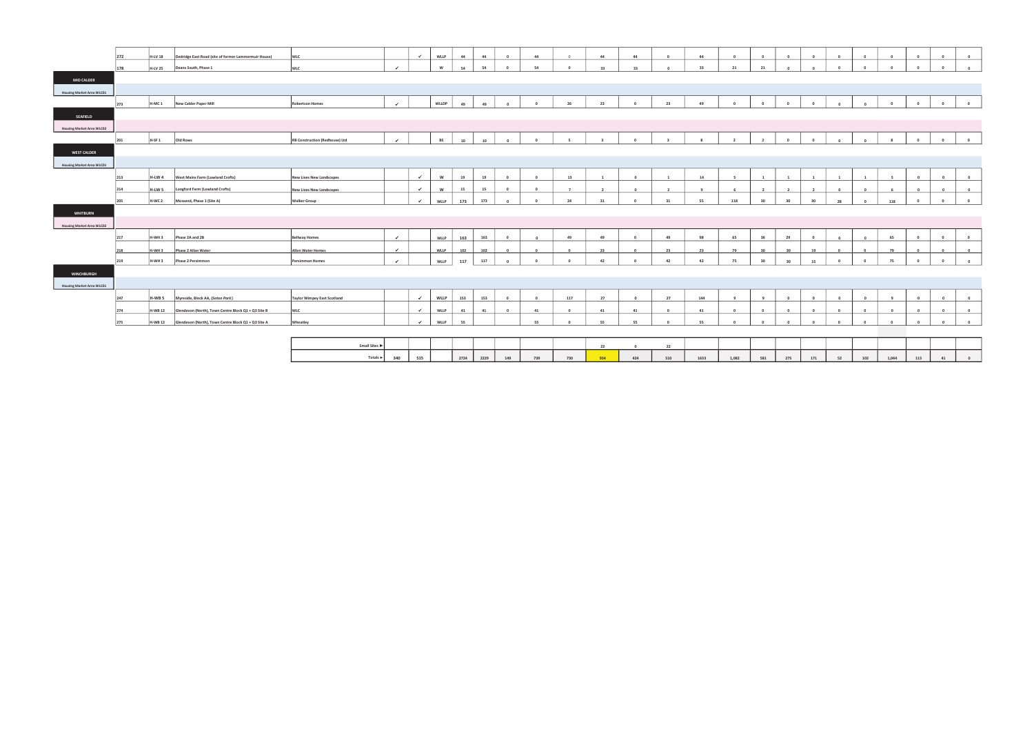| | | | | | | | | | | | | | | | | | | | | | | | | | |
|---|---|---|---|---|---|---|---|---|---|---|---|---|---|---|---|---|---|---|---|---|---|---|---|---|---|
| 272 | H-LV 18 | Dedridge East Road (site of former Lammermuir House) | WLC | | ✓ | WLLP | 44 | 44 | 0 | 44 | 0 | 44 | 44 | 0 | 44 | 0 | 0 | 0 | 0 | 0 | 0 | 0 | 0 | 0 | 0 |
| 178 | H-LV 25 | Deans South, Phase 1 | WLC | ✓ | | W | 54 | 54 | 0 | 54 | 0 | 33 | 33 | 0 | 33 | 21 | 21 | 0 | 0 | 0 | 0 | 0 | 0 | 0 | 0 |
| **MID CALDER** | | | | | | | | | | | | | | | | | | | | | | | | | |
| Housing Market Area WLC01 | | | | | | | | | | | | | | | | | | | | | | | | | |
| 273 | H-MC 1 | New Calder Paper Mill | Robertson Homes | ✓ | | WLLDP | 49 | 49 | 0 | 0 | 26 | 23 | 0 | 23 | 49 | 0 | 0 | 0 | 0 | 0 | 0 | 0 | 0 | 0 | 0 |
| **SEAFIELD** | | | | | | | | | | | | | | | | | | | | | | | | | |
| Housing Market Area WLC02 | | | | | | | | | | | | | | | | | | | | | | | | | |
| 201 | H-SF 1 | Old Rows | RB Construction (Redhouse) Ltd | ✓ | | BS | 10 | 10 | 0 | 0 | 5 | 3 | 0 | 3 | 8 | 2 | 2 | 0 | 0 | 0 | 0 | 8 | 0 | 0 | 0 |
| **WEST CALDER** | | | | | | | | | | | | | | | | | | | | | | | | | |
| Housing Market Area WLC01 | | | | | | | | | | | | | | | | | | | | | | | | | |
| 213 | H-LW 4 | West Mains Farm (Lowland Crofts) | New Lives New Landscapes | | ✓ | W | 19 | 19 | 0 | 0 | 13 | 1 | 0 | 1 | 14 | 5 | 1 | 1 | 1 | 1 | 1 | 5 | 0 | 0 | 0 |
| 214 | H-LW 5 | Longford Farm (Lowland Crofts) | New Lives New Landscapes | | ✓ | W | 15 | 15 | 0 | 0 | 7 | 2 | 0 | 2 | 9 | 6 | 2 | 2 | 2 | 0 | 0 | 6 | 0 | 0 | 0 |
| 205 | H-WC 2 | Mossend, Phase 1 (Site A) | Walker Group | | ✓ | WLLP | 173 | 173 | 0 | 0 | 24 | 31 | 0 | 31 | 55 | 118 | 30 | 30 | 30 | 28 | 0 | 118 | 0 | 0 | 0 |
| **WHITBURN** | | | | | | | | | | | | | | | | | | | | | | | | | |
| Housing Market Area WLC02 | | | | | | | | | | | | | | | | | | | | | | | | | |
| 217 | H-WH 3 | Phase 2A and 2B | Bellway Homes | ✓ | | WLLP | 163 | 163 | 0 | 0 | 49 | 49 | 0 | 49 | 98 | 65 | 36 | 29 | 0 | 0 | 0 | 65 | 0 | 0 | 0 |
| 218 | H-WH 3 | Phase 2 Allan Water | Allan Water Homes | ✓ | | WLLP | 102 | 102 | 0 | 0 | 0 | 23 | 0 | 23 | 23 | 79 | 30 | 30 | 19 | 0 | 0 | 79 | 0 | 0 | 0 |
| 219 | H-WH 3 | Phase 2 Persimmon | Persimmon Homes | ✓ | | WLLP | 117 | 117 | 0 | 0 | 0 | 42 | 0 | 42 | 42 | 75 | 30 | 30 | 15 | 0 | 0 | 75 | 0 | 0 | 0 |
| **WINCHBURGH** | | | | | | | | | | | | | | | | | | | | | | | | | |
| Housing Market Area WLC01 | | | | | | | | | | | | | | | | | | | | | | | | | |
| 247 | H-WB 5 | Myreside, Block AA, (*Seton Park*) | Taylor Wimpey East Scotland | | ✓ | WLLP | 153 | 153 | 0 | 0 | 117 | 27 | 0 | 27 | 144 | 9 | 9 | 0 | 0 | 0 | 0 | 9 | 0 | 0 | 0 |
| 274 | H-WB 12 | Glendevon (North), Town Centre Block Q1 + Q3 Site B | WLC | | ✓ | WLLP | 41 | 41 | 0 | 41 | 0 | 41 | 41 | 0 | 41 | 0 | 0 | 0 | 0 | 0 | 0 | 0 | 0 | 0 | 0 |
| 275 | H-WB 12 | Glendevon (North), Town Centre Block Q1 + Q3 Site A | Wheatley | | ✓ | WLLP | 55 | | | 55 | 0 | 55 | 55 | 0 | 55 | 0 | 0 | 0 | 0 | 0 | 0 | 0 | 0 | 0 | 0 |
| | | | Small Sites ▶ | | | | | | | | | 22 | 0 | 22 | | | | | | | | | | | |
| | | | Totals ▶ | 340 | 515 | | 2724 | 2229 | 149 | 739 | 730 | 934 | 424 | 510 | 1633 | 1,082 | 581 | 275 | 171 | 52 | 102 | 1,044 | 113 | 41 | 0 |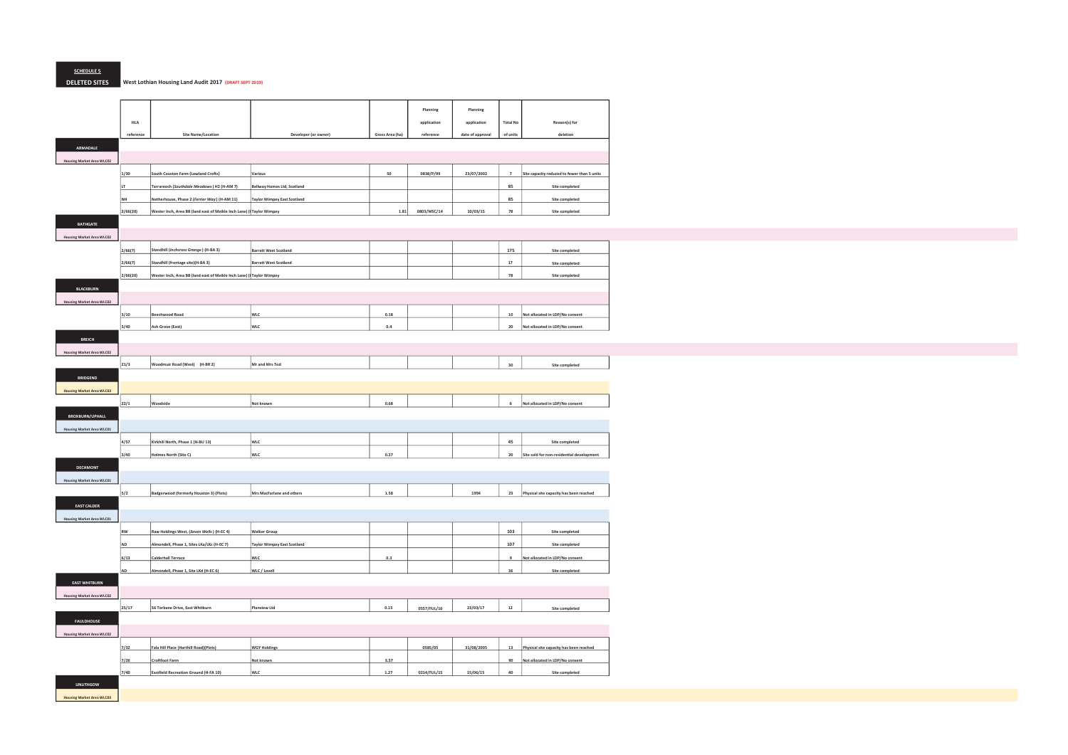**SCHEDULE 5**

**DELETED SITES**

**West Lothian Housing Land Audit 2017** (DRAFT SEPT 2019)

| | HLA reference | Site Name/Location | Developer (or owner) | Gross Area (ha) | Planning application reference | Planning application date of approval | Total No of units | Reason(s) for deletion |
|---|---|---|---|---|---|---|---|---|
| **ARMADALE** | | | | | | | | |
| Housing Market Area WLC02 | | | | | | | | |
| | 1/30 | South Couston Farm (Lowland Crofts) | Various | 50 | 0838/P/99 | 23/07/2002 | 7 | Site capacity reduced to fewer than 5 units |
| | LT | Torrareoch (*Southdale Meadows*) H2 (H-AM 7) | Bellway Homes Ltd, Scotland | | | | 85 | Site completed |
| | NH | Netherhouse, Phase 2 (*Ferrier Way*) (H-AM 11) | Taylor Wimpey East Scotland | | | | 85 | Site completed |
| | 2/66(20) | Wester Inch, Area 8B (land east of Meikle Inch Lane) (( | Taylor Wimpey | 1.81 | 0803/MSC/14 | 10/03/15 | 78 | Site completed |
| **BATHGATE** | | | | | | | | |
| Housing Market Area WLC02 | | | | | | | | |
| | 2/66(7) | Standhill (*Inchcross Grange*) (H-BA 3) | Barratt West Scotland | | | | 175 | Site completed |
| | 2/66(7) | Standhill (frontage site)(H-BA 3) | Barratt West Scotland | | | | 17 | Site completed |
| | 2/66(20) | Wester Inch, Area 8B (land east of Meikle Inch Lane) (( | Taylor Wimpey | | | | 78 | Site completed |
| **BLACKBURN** | | | | | | | | |
| Housing Market Area WLC02 | | | | | | | | |
| | 3/10 | Beechwood Road | WLC | 0.18 | | | 10 | Not allocated in LDP/No consent |
| | 3/40 | Ash Grove (East) | WLC | 0.4 | | | 20 | Not allocated in LDP/No consent |
| **BREICH** | | | | | | | | |
| Housing Market Area WLC02 | | | | | | | | |
| | 21/3 | Woodmuir Road (West) (H-BR 2) | Mr and Mrs Tod | | | | 30 | Site completed |
| **BRIDGEND** | | | | | | | | |
| Housing Market Area WLC03 | | | | | | | | |
| | 22/1 | Woodside | Not known | 0.68 | | | 6 | Not allocated in LDP/No consent |
| **BROXBURN/UPHALL** | | | | | | | | |
| Housing Market Area WLC01 | | | | | | | | |
| | 4/57 | Kirkhill North, Phase 1 (H-BU 13) | WLC | | | | 45 | Site completed |
| | 3/40 | Holmes North (Site C) | WLC | 0.27 | | | 20 | Site sold for non-residential development |
| **DECHMONT** | | | | | | | | |
| Housing Market Area WLC01 | | | | | | | | |
| | 5/2 | Badgerwood (formerly Houston 3) (Plots) | Mrs MacFarlane and others | 1.58 | | 1994 | 23 | Physical site capacity has been reached |
| **EAST CALDER** | | | | | | | | |
| Housing Market Area WLC01 | | | | | | | | |
| | RW | Raw Holdings West, (*Seven Wells*) (H-EC 4) | Walker Group | | | | 103 | Site completed |
| | AO | Almondell, Phase 1, Sites LKa/LKc (H-EC 7) | Taylor Wimpey East Scotland | | | | 107 | Site completed |
| | 6/13 | Calderhall Terrace | WLC | 0.3 | | | 9 | Not allocated in LDP/No consent |
| | AO | Almondell, Phase 1, Site LKd (H-EC 6) | WLC / Lovell | | | | 36 | Site completed |
| **EAST WHITBURN** | | | | | | | | |
| Housing Market Area WLC02 | | | | | | | | |
| | 25/17 | 56 Torbane Drive, East Whitburn | Planview Ltd | 0.15 | 0557/FUL/16 | 23/03/17 | 12 | Site completed |
| **FAULDHOUSE** | | | | | | | | |
| Housing Market Area WLC02 | | | | | | | | |
| | 7/32 | Fala Hill Place (Harthill Road)(Plots) | WGY Holdings | | 0585/05 | 31/08/2005 | 13 | Physical site capacity has been reached |
| | 7/26 | Croftfoot Farm | Not known | 3.57 | | | 90 | Not allocated in LDP/No consent |
| | 7/40 | Eastfield Recreation Ground (H-FA 10) | WLC | 1.27 | 0214/FUL/15 | 15/06/15 | 40 | Site completed |
| **LINLITHGOW** | | | | | | | | |
| Housing Market Area WLC03 | | | | | | | | |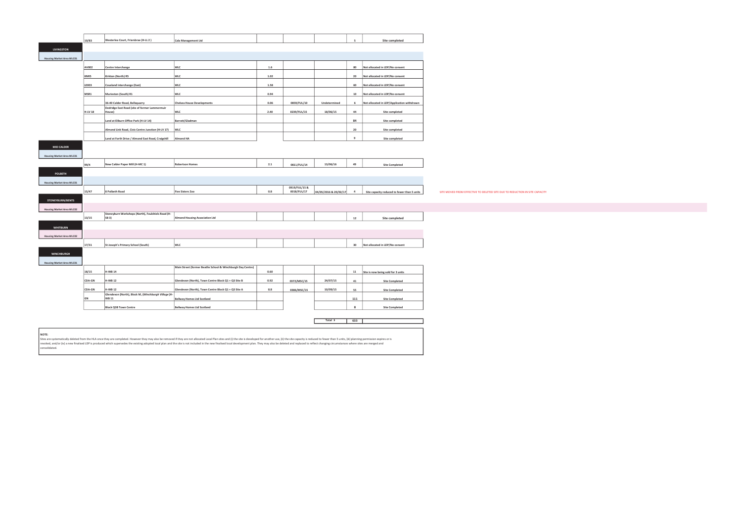| | | | | | | | | |
|---|---|---|---|---|---|---|---|---|
| | 10/83 | Westerlea Court, Friarsbrae (H-LL 2 ) | Cala Management Ltd | | | | 5 | Site completed |
| **LIVINGSTON** | | | | | | | | |
| Housing Market Area WLC01 | | | | | | | | |
| | AV002 | Centre Interchange | WLC | 1.6 | | | 80 | Not allocated in LDP/No consent |
| | KNR5 | Kirkton (North) R5 | WLC | 1.02 | | | 20 | Not allocated in LDP/No consent |
| | LE003 | Cousland Interchange (East) | WLC | 1.58 | | | 60 | Not allocated in LDP/No consent |
| | MSR1 | Murieston (South) R1 | WLC | 0.94 | | | 10 | Not allocated in LDP/No consent |
| | | 36-40 Calder Road, Bellsquarry | Chelsea House Developments | 0.06 | 0859/FUL/10 | Undetermined | 6 | Not allocated in LDP/Application withdrawn |
| | H-LV 18 | Dedridge East Road (site of former Lammermuir House) | WLC | 2.40 | 0239/FUL/15 | 18/06/15 | 44 | Site completed |
| | | Land at Eliburn Office Park (H-LV 14) | Barratt/Gladman | | | | 84 | Site completed |
| | | Almond Link Road, Civic Centre Junction (H-LV 17) | WLC | | | | 20 | Site completed |
| | | Land at Forth Drive / Almond East Road, Craigshill | Almond HA | | | | 9 | Site completed |
| **MID CALDER** | | | | | | | | |
| Housing Market Area WLC01 | | | | | | | | |
| | 99/4 | New Calder Paper Mill (H-MC 1) | Robertson Homes | 2.1 | 0811/FUL/14 | 13/06/14 | 49 | Site Completed |
| **POLBETH** | | | | | | | | |
| Housing Market Area WLC01 | | | | | | | | |
| | 15/47 | 8 Polbeth Road | Five Sisters Zoo | 0.8 | 0919/FUL/15 & 0018/FUL/17 | 04/05/2016 & 20/02/17 | 4 | Site capacity reduced to fewer than 5 units |
| **STONEYBURN/BENTS** | | | | | | | | |
| Housing Market Area WLC02 | | | | | | | | |
| | 13/15 | Stoneyburn Workshops (North), Foulshiels Road (H-SB 3) | Almond Housing Association Ltd | | | | 12 | Site completed |
| **WHITBURN** | | | | | | | | |
| Housing Market Area WLC02 | | | | | | | | |
| | 17/31 | St Joseph's Primary School (South) | WLC | | | | 30 | Not allocated in LDP/No consent |
| **WINCHBURGH** | | | | | | | | |
| Housing Market Area WLC01 | | | | | | | | |
| | 18/15 | H-WB 14 | Main Street (former Beatlie School & Winchburgh Day Centre) | 0.60 | | | 11 | Site is now being sold for 3 units |
| | CDA-GN | H-WB 12 | Glendevon (North), Town Centre Block Q1 + Q3 Site B | 0.92 | 0372/MSC/15 | 24/07/15 | 41 | Site Completed |
| | CDA-GN | H-WB 12 | Glendevon (North), Town Centre Block Q1 + Q3 Site A | 8.8 | 0386/MSC/15 | 10/09/15 | 55 | Site Completed |
| | GN | Glendevon (North), Block M, (*Winchburgh Village* (H-WB 11 | Bellway Homes Ltd Scotland | | | | 111 | Site Completed |
| | | Block Q3B Town Centre | Bellway Homes Ltd Scotland | | | | 8 | Site Completed |
| | | | | | | Total ▸ | 633 | |

SITE MOVED FROM EFFECTIVE TO DELETED SITE DUE TO REDUCTION IN SITE CAPACITY

**NOTE:**
Sites are systematically deleted from the HLA once they are completed. However they may also be removed if they are not allocated Local Plan sites and (i) the site is developed for another use, (ii) the site capacity is reduced to fewer than 5 units, (iii) planning permission expires or is revoked, and/or (iv) a new finalised LDP is produced which supersedes the existing adopted local plan and the site is not included in the new finalised local development plan. They may also be deleted and replaced to reflect changing circumstances where sites are merged and consolidated.